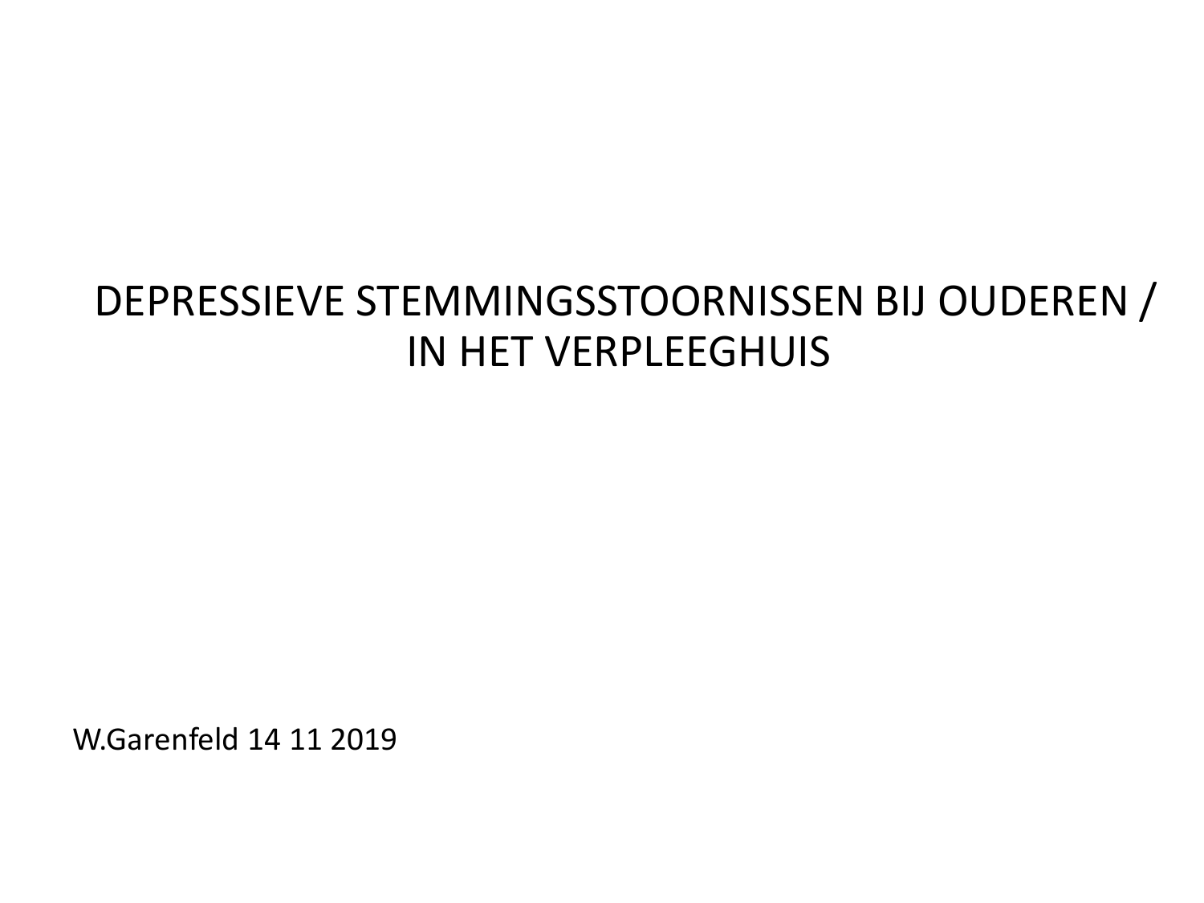# DEPRESSIEVE STEMMINGSSTOORNISSEN BIJ OUDEREN / IN HET VERPLEEGHUIS

W.Garenfeld 14 11 2019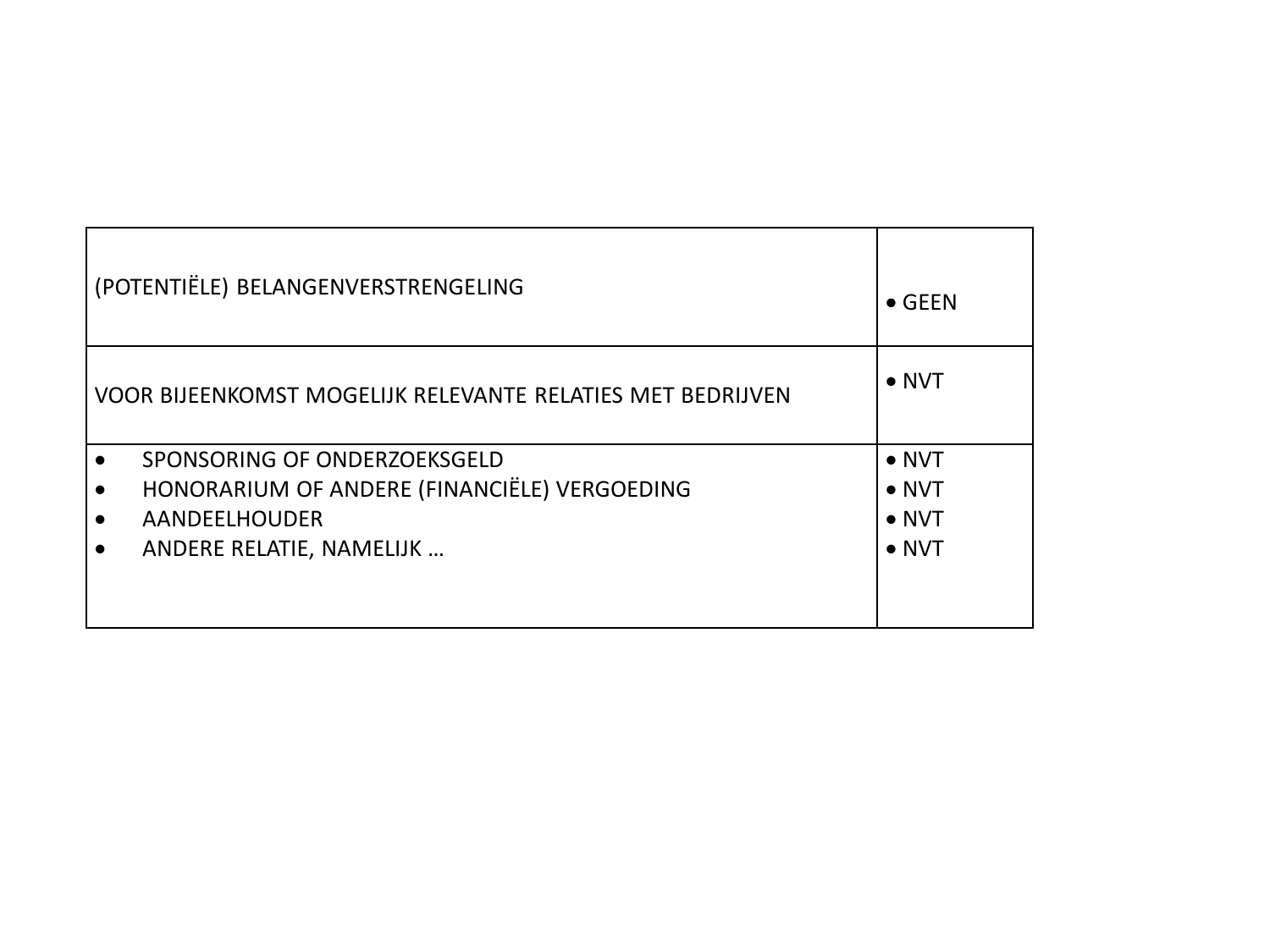| (POTENTIËLE) BELANGENVERSTRENGELING | • GEEN |
|---|---|
| VOOR BIJEENKOMST MOGELIJK RELEVANTE RELATIES MET BEDRIJVEN | • NVT |
| • SPONSORING OF ONDERZOEKSGELD<br>• HONORARIUM OF ANDERE (FINANCIËLE) VERGOEDING<br>• AANDEELHOUDER<br>• ANDERE RELATIE, NAMELIJK … | • NVT<br>• NVT<br>• NVT<br>• NVT |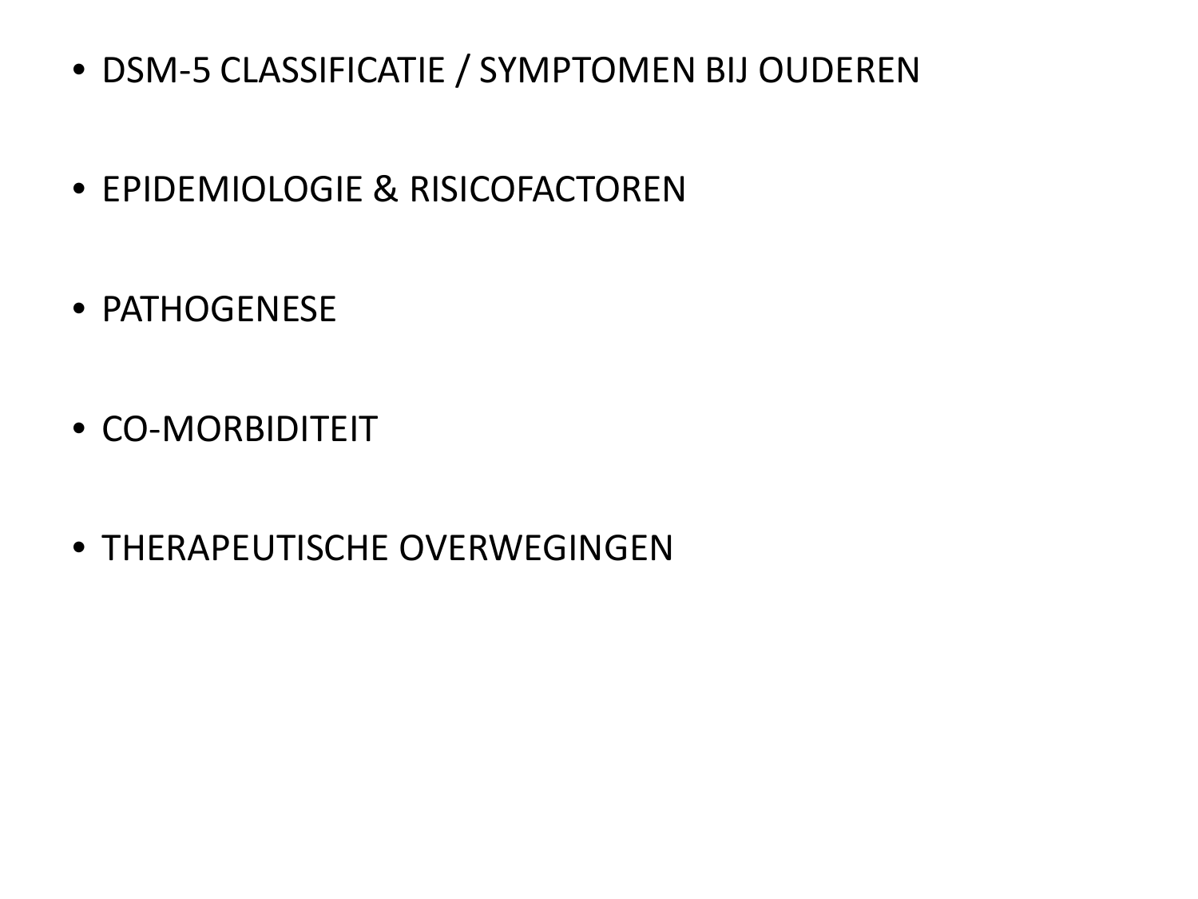- DSM-5 CLASSIFICATIE / SYMPTOMEN BIJ OUDEREN
- EPIDEMIOLOGIE & RISICOFACTOREN
- PATHOGENESE
- CO-MORBIDITEIT
- THERAPEUTISCHE OVERWEGINGEN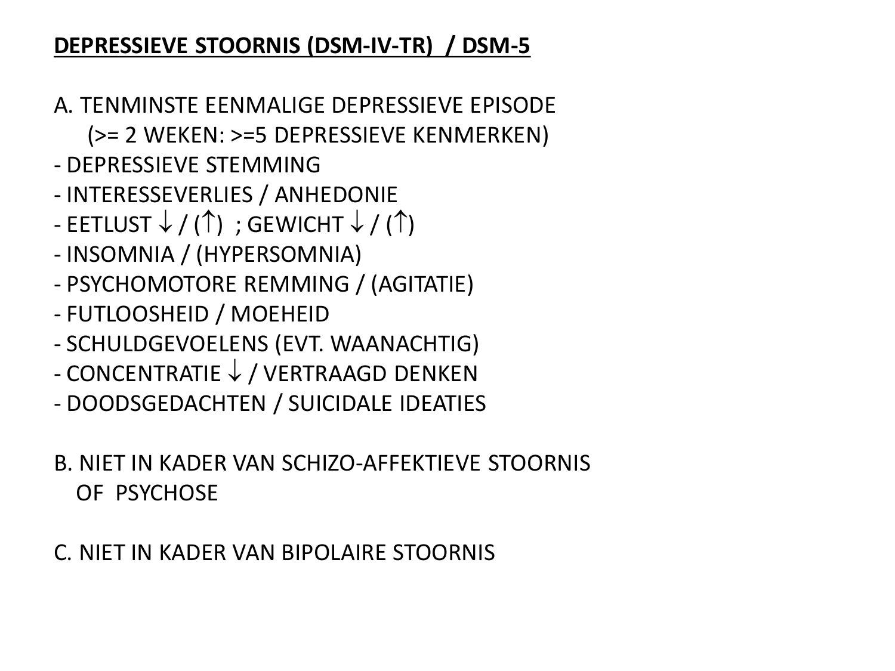## DEPRESSIEVE STOORNIS (DSM-IV-TR) / DSM-5

A. TENMINSTE EENMALIGE DEPRESSIEVE EPISODE
(>= 2 WEKEN: >=5 DEPRESSIEVE KENMERKEN)

- DEPRESSIEVE STEMMING
- INTERESSEVERLIES / ANHEDONIE
- EETLUST ↓ / (↑) ; GEWICHT ↓ / (↑)
- INSOMNIA / (HYPERSOMNIA)
- PSYCHOMOTORE REMMING / (AGITATIE)
- FUTLOOSHEID / MOEHEID
- SCHULDGEVOELENS (EVT. WAANACHTIG)
- CONCENTRATIE ↓ / VERTRAAGD DENKEN
- DOODSGEDACHTEN / SUICIDALE IDEATIES

B. NIET IN KADER VAN SCHIZO-AFFEKTIEVE STOORNIS OF PSYCHOSE

C. NIET IN KADER VAN BIPOLAIRE STOORNIS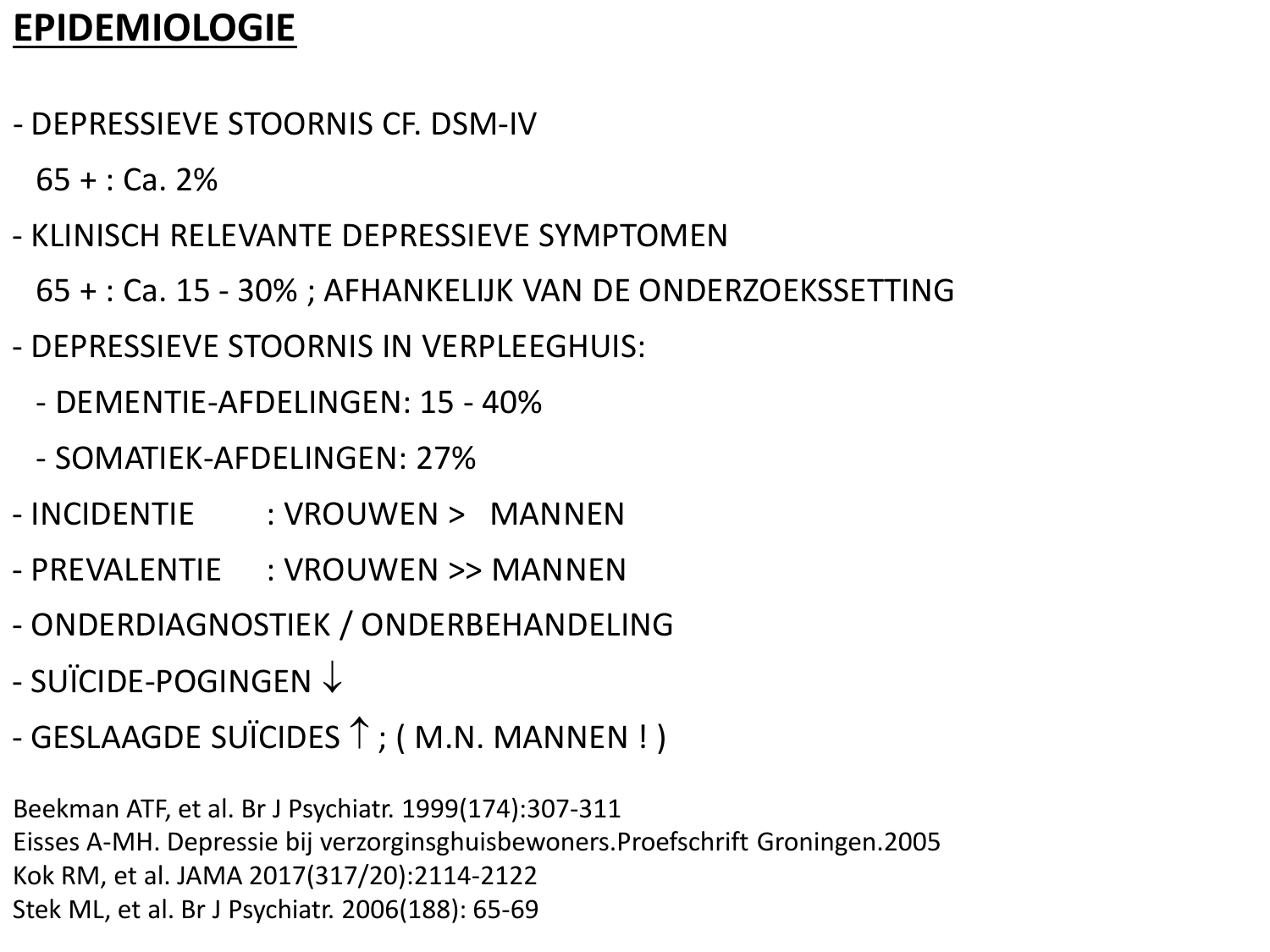# EPIDEMIOLOGIE

- DEPRESSIEVE STOORNIS CF. DSM-IV
  65 + : Ca. 2%
- KLINISCH RELEVANTE DEPRESSIEVE SYMPTOMEN
  65 + : Ca. 15 - 30% ; AFHANKELIJK VAN DE ONDERZOEKSSETTING
- DEPRESSIEVE STOORNIS IN VERPLEEGHUIS:
  - DEMENTIE-AFDELINGEN: 15 - 40%
  - SOMATIEK-AFDELINGEN: 27%
- INCIDENTIE : VROUWEN > MANNEN
- PREVALENTIE : VROUWEN >> MANNEN
- ONDERDIAGNOSTIEK / ONDERBEHANDELING
- SUÏCIDE-POGINGEN ↓
- GESLAAGDE SUÏCIDES ↑ ; ( M.N. MANNEN ! )

Beekman ATF, et al. Br J Psychiatr. 1999(174):307-311
Eisses A-MH. Depressie bij verzorginghuisbewoners.Proefschrift Groningen.2005
Kok RM, et al. JAMA 2017(317/20):2114-2122
Stek ML, et al. Br J Psychiatr. 2006(188): 65-69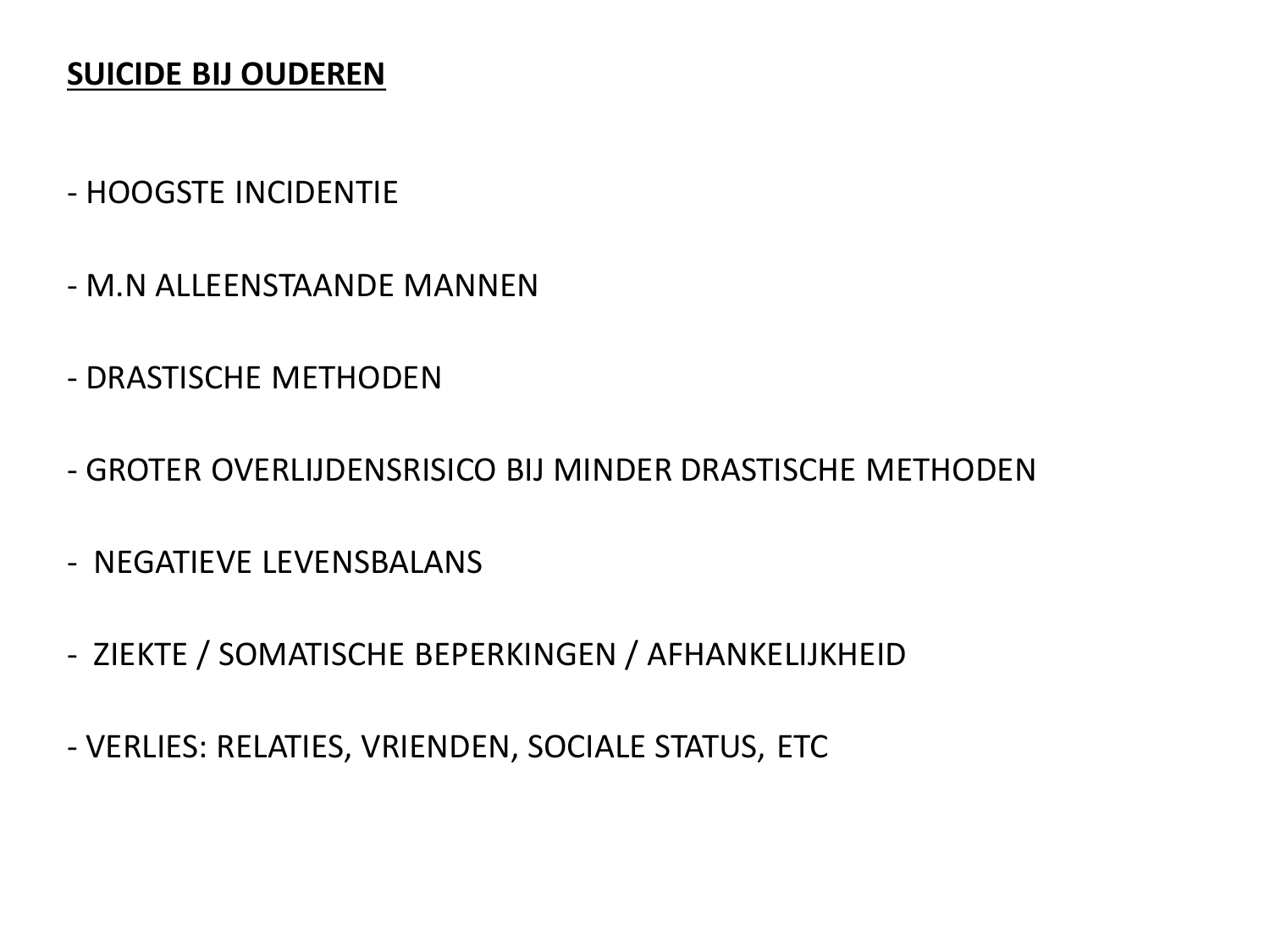# SUICIDE BIJ OUDEREN

- HOOGSTE INCIDENTIE
- M.N ALLEENSTAANDE MANNEN
- DRASTISCHE METHODEN
- GROTER OVERLIJDENSRISICO BIJ MINDER DRASTISCHE METHODEN
- NEGATIEVE LEVENSBALANS
- ZIEKTE / SOMATISCHE BEPERKINGEN / AFHANKELIJKHEID
- VERLIES: RELATIES, VRIENDEN, SOCIALE STATUS, ETC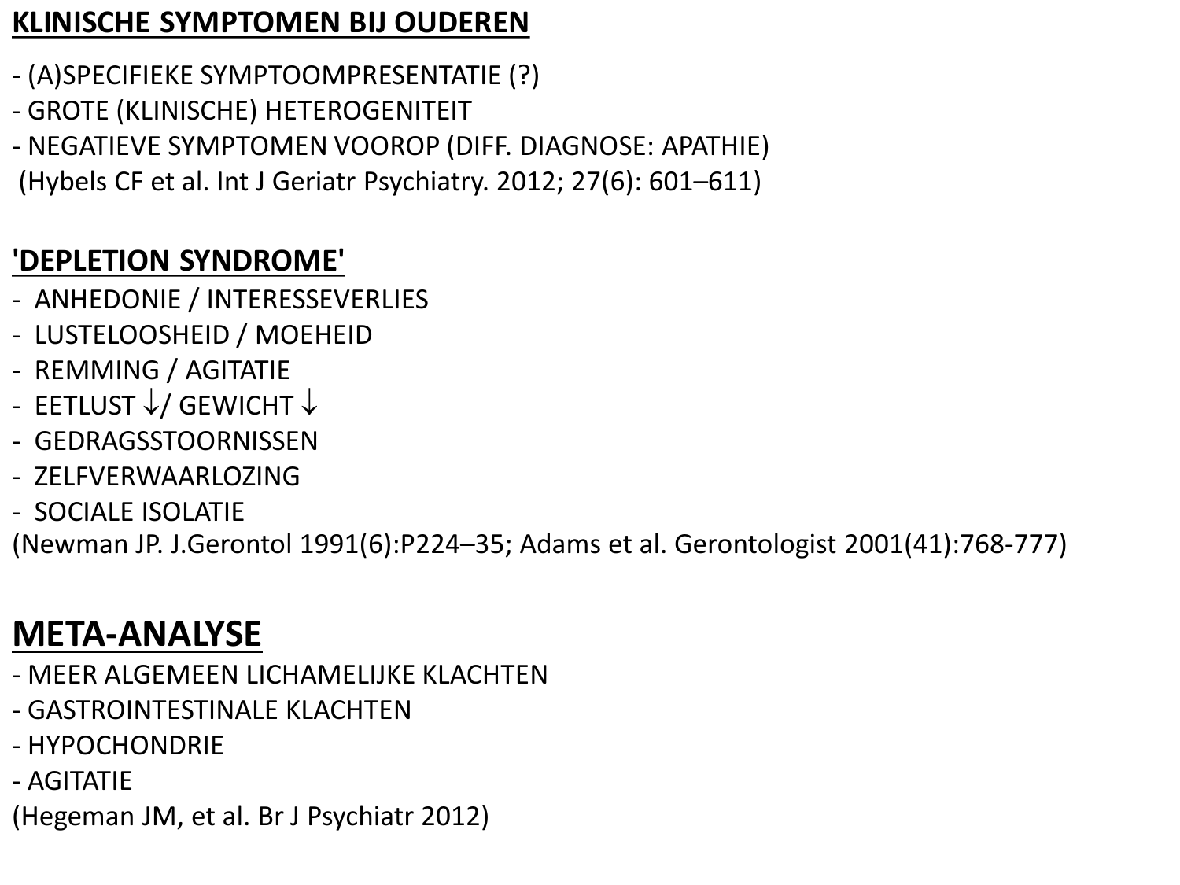## KLINISCHE SYMPTOMEN BIJ OUDEREN

- (A)SPECIFIEKE SYMPTOOMPRESENTATIE (?)
- GROTE (KLINISCHE) HETEROGENITEIT
- NEGATIEVE SYMPTOMEN VOOROP (DIFF. DIAGNOSE: APATHIE)

(Hybels CF et al. Int J Geriatr Psychiatry. 2012; 27(6): 601–611)

## 'DEPLETION SYNDROME'

- ANHEDONIE / INTERESSEVERLIES
- LUSTELOOSHEID / MOEHEID
- REMMING / AGITATIE
- EETLUST ↓/ GEWICHT ↓
- GEDRAGSSTOORNISSEN
- ZELFVERWAARLOZING
- SOCIALE ISOLATIE

(Newman JP. J.Gerontol 1991(6):P224–35; Adams et al. Gerontologist 2001(41):768-777)

# META-ANALYSE

- MEER ALGEMEEN LICHAMELIJKE KLACHTEN
- GASTROINTESTINALE KLACHTEN
- HYPOCHONDRIE
- AGITATIE

(Hegeman JM, et al. Br J Psychiatr 2012)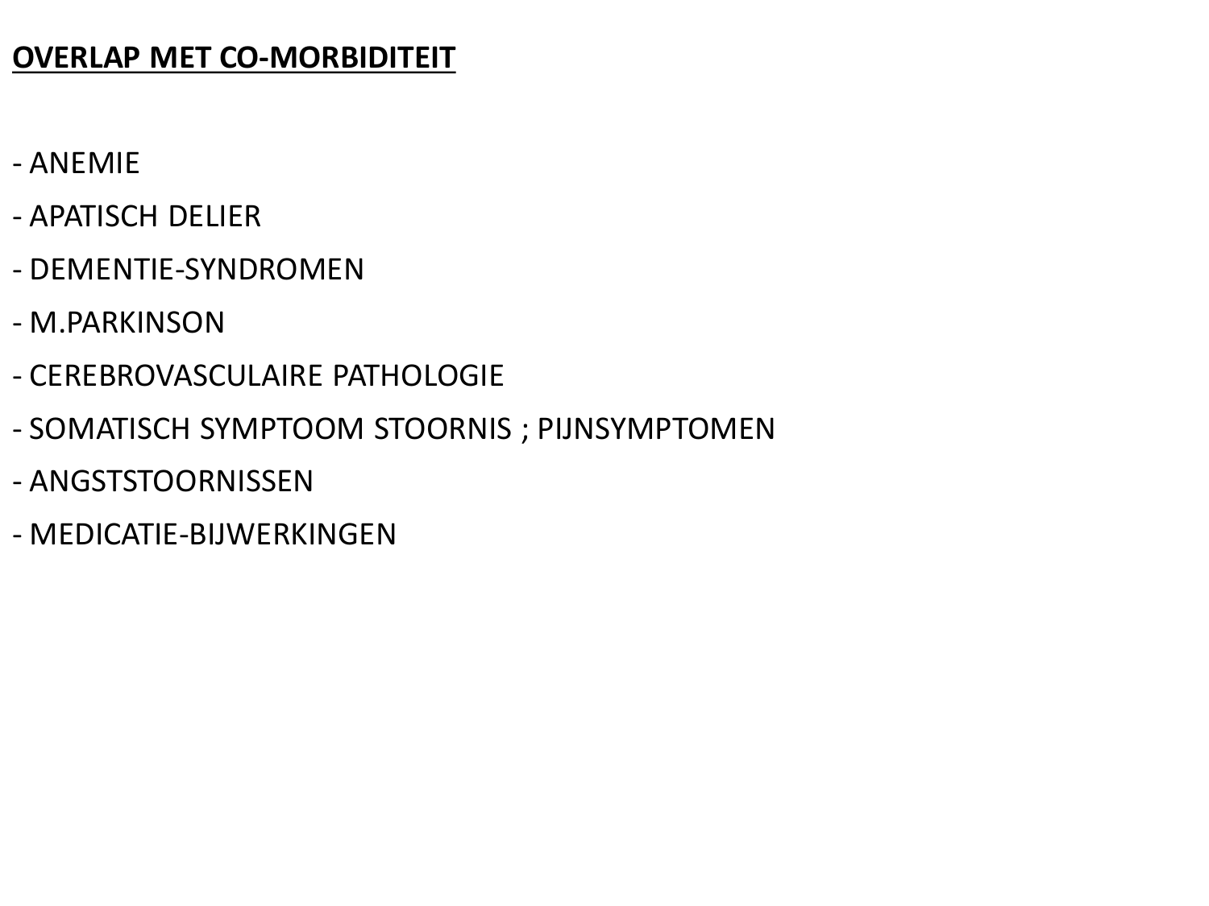**<u>OVERLAP MET CO-MORBIDITEIT</u>**

- ANEMIE
- APATISCH DELIER
- DEMENTIE-SYNDROMEN
- M.PARKINSON
- CEREBROVASCULAIRE PATHOLOGIE
- SOMATISCH SYMPTOOM STOORNIS ; PIJNSYMPTOMEN
- ANGSTSTOORNISSEN
- MEDICATIE-BIJWERKINGEN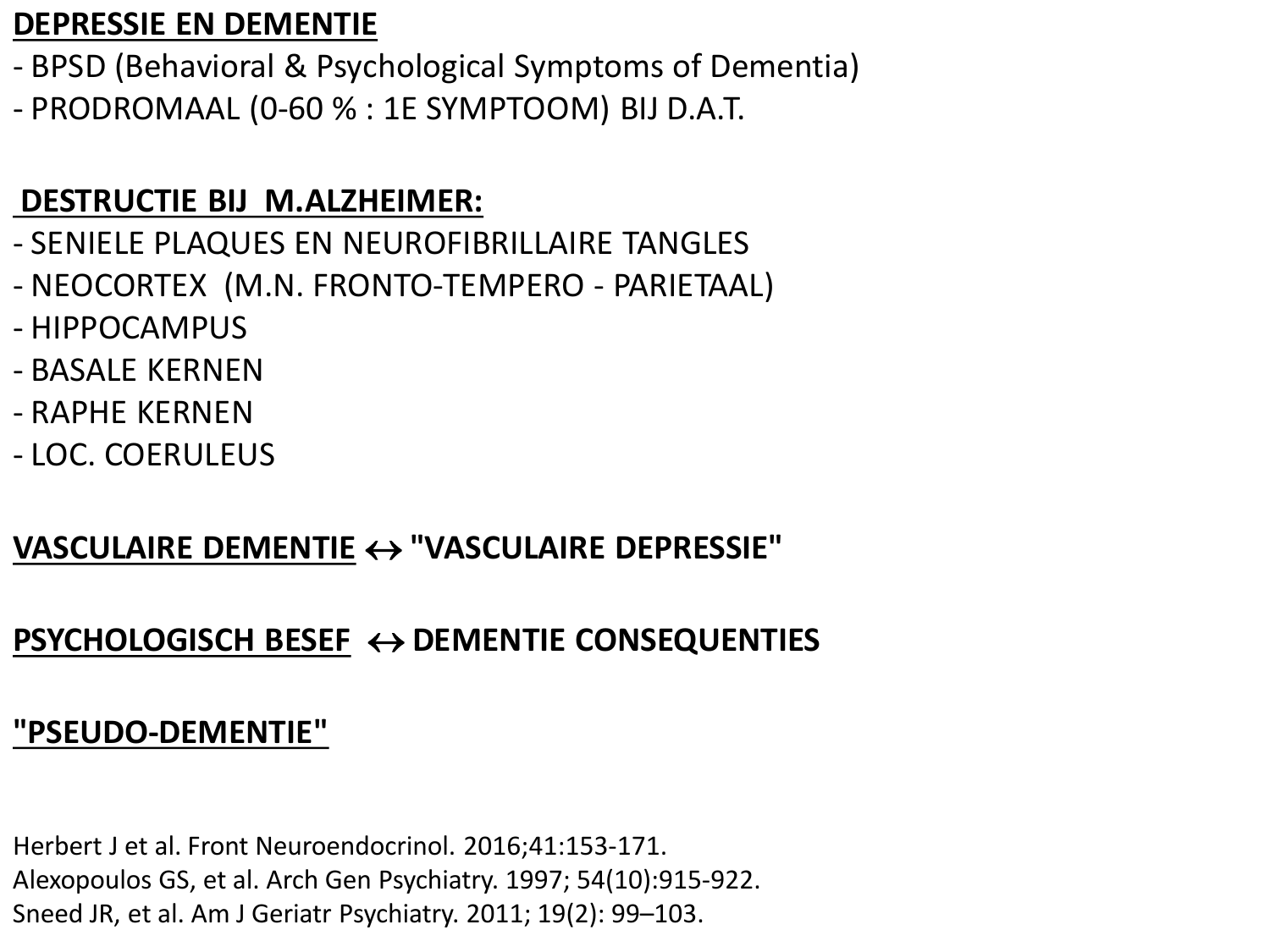**DEPRESSIE EN DEMENTIE**

- BPSD (Behavioral & Psychological Symptoms of Dementia)
- PRODROMAAL (0-60 % : 1E SYMPTOOM) BIJ D.A.T.

**DESTRUCTIE BIJ M.ALZHEIMER:**

- SENIELE PLAQUES EN NEUROFIBRILLAIRE TANGLES
- NEOCORTEX (M.N. FRONTO-TEMPERO - PARIETAAL)
- HIPPOCAMPUS
- BASALE KERNEN
- RAPHE KERNEN
- LOC. COERULEUS

**VASCULAIRE DEMENTIE ↔ "VASCULAIRE DEPRESSIE"**

**PSYCHOLOGISCH BESEF ↔ DEMENTIE CONSEQUENTIES**

**"PSEUDO-DEMENTIE"**

Herbert J et al. Front Neuroendocrinol. 2016;41:153-171.
Alexopoulos GS, et al. Arch Gen Psychiatry. 1997; 54(10):915-922.
Sneed JR, et al. Am J Geriatr Psychiatry. 2011; 19(2): 99–103.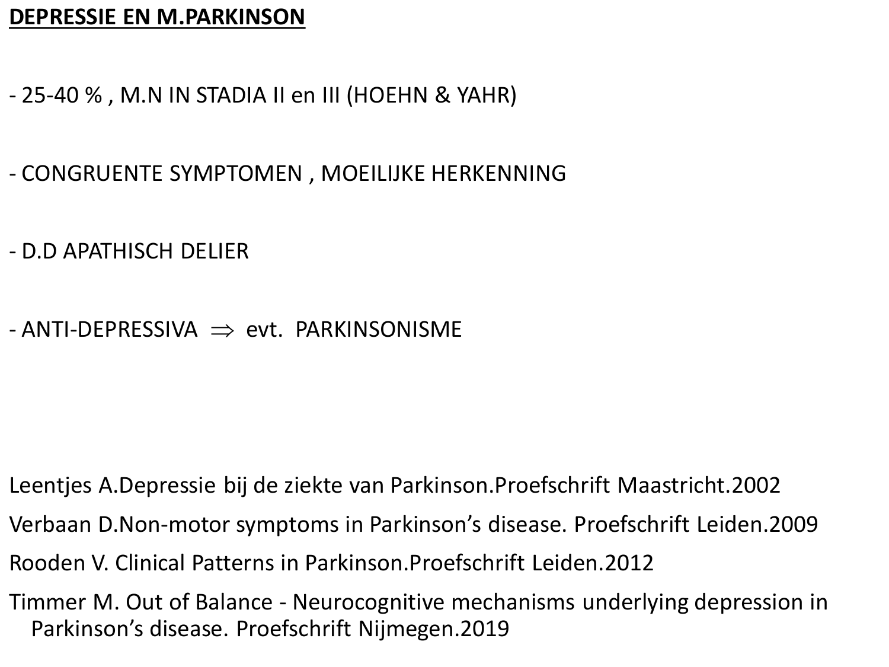**DEPRESSIE EN M.PARKINSON**

- 25-40 % , M.N IN STADIA II en III (HOEHN & YAHR)

- CONGRUENTE SYMPTOMEN , MOEILIJKE HERKENNING

- D.D APATHISCH DELIER

- ANTI-DEPRESSIVA $\Rightarrow$ evt. PARKINSONISME

Leentjes A.Depressie bij de ziekte van Parkinson.Proefschrift Maastricht.2002

Verbaan D.Non-motor symptoms in Parkinson's disease. Proefschrift Leiden.2009

Rooden V. Clinical Patterns in Parkinson.Proefschrift Leiden.2012

Timmer M. Out of Balance - Neurocognitive mechanisms underlying depression in Parkinson's disease. Proefschrift Nijmegen.2019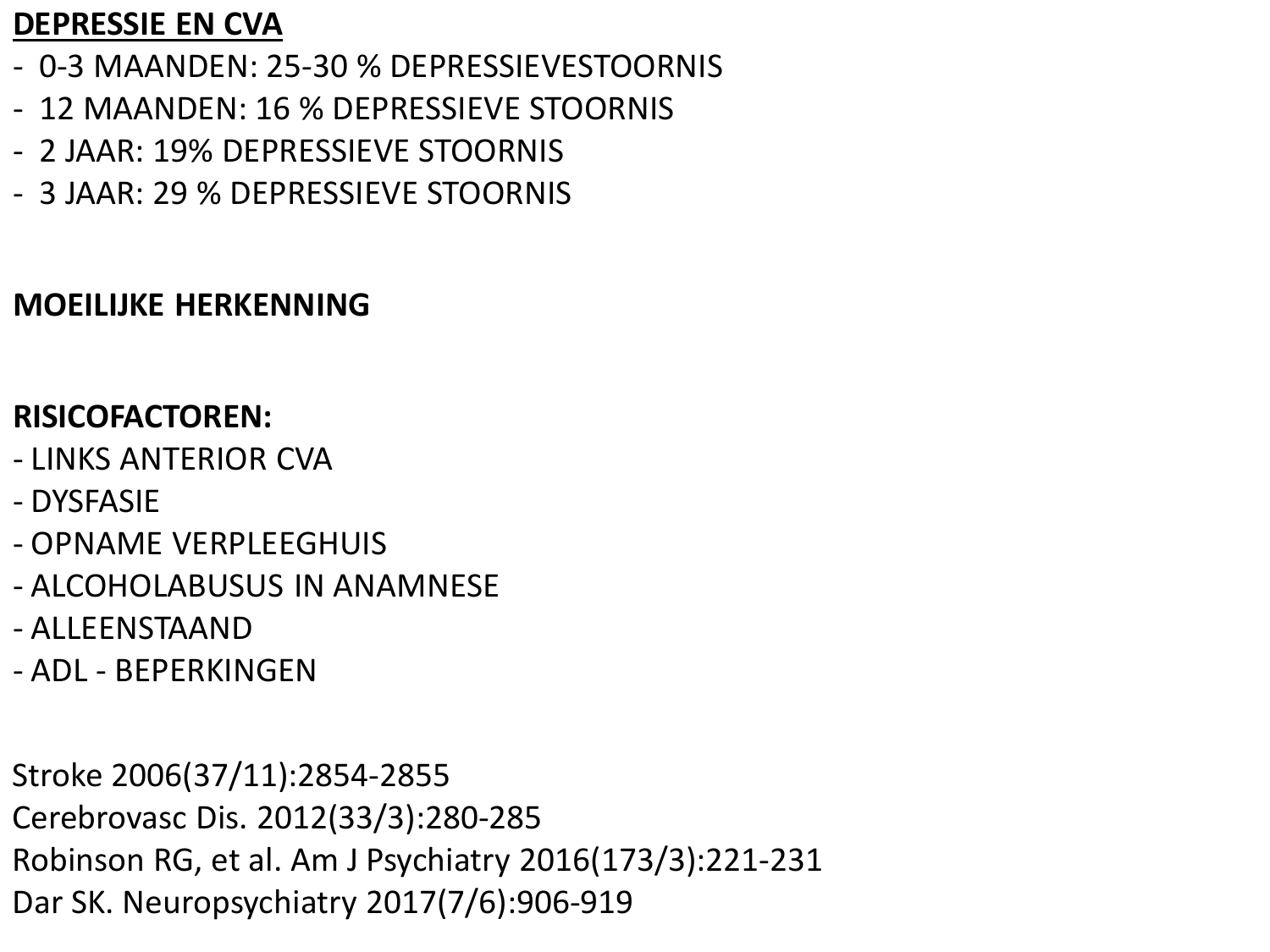**DEPRESSIE EN CVA**

- 0-3 MAANDEN: 25-30 % DEPRESSIEVESTOORNIS
- 12 MAANDEN: 16 % DEPRESSIEVE STOORNIS
- 2 JAAR: 19% DEPRESSIEVE STOORNIS
- 3 JAAR: 29 % DEPRESSIEVE STOORNIS

**MOEILIJKE HERKENNING**

**RISICOFACTOREN:**

- LINKS ANTERIOR CVA
- DYSFASIE
- OPNAME VERPLEEGHUIS
- ALCOHOLABUSUS IN ANAMNESE
- ALLEENSTAAND
- ADL - BEPERKINGEN

Stroke 2006(37/11):2854-2855
Cerebrovasc Dis. 2012(33/3):280-285
Robinson RG, et al. Am J Psychiatry 2016(173/3):221-231
Dar SK. Neuropsychiatry 2017(7/6):906-919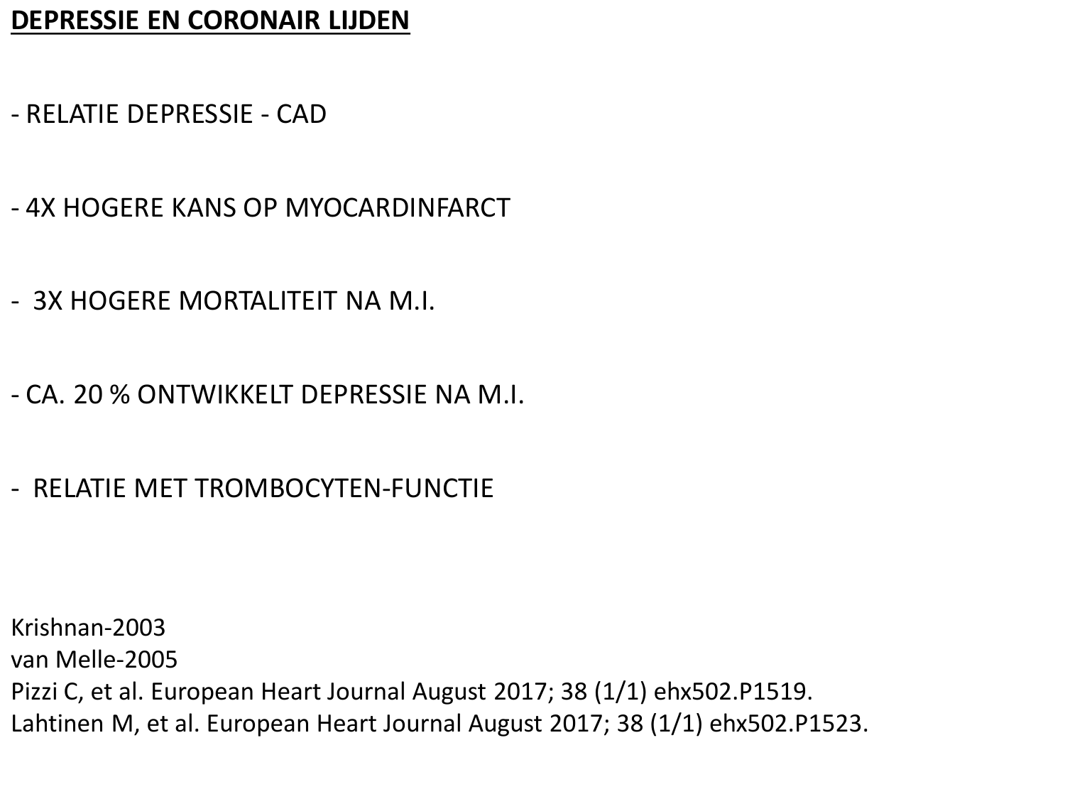## DEPRESSIE EN CORONAIR LIJDEN

- RELATIE DEPRESSIE - CAD

- 4X HOGERE KANS OP MYOCARDINFARCT

- 3X HOGERE MORTALITEIT NA M.I.

- CA. 20 % ONTWIKKELT DEPRESSIE NA M.I.

- RELATIE MET TROMBOCYTEN-FUNCTIE

Krishnan-2003
van Melle-2005
Pizzi C, et al. European Heart Journal August 2017; 38 (1/1) ehx502.P1519.
Lahtinen M, et al. European Heart Journal August 2017; 38 (1/1) ehx502.P1523.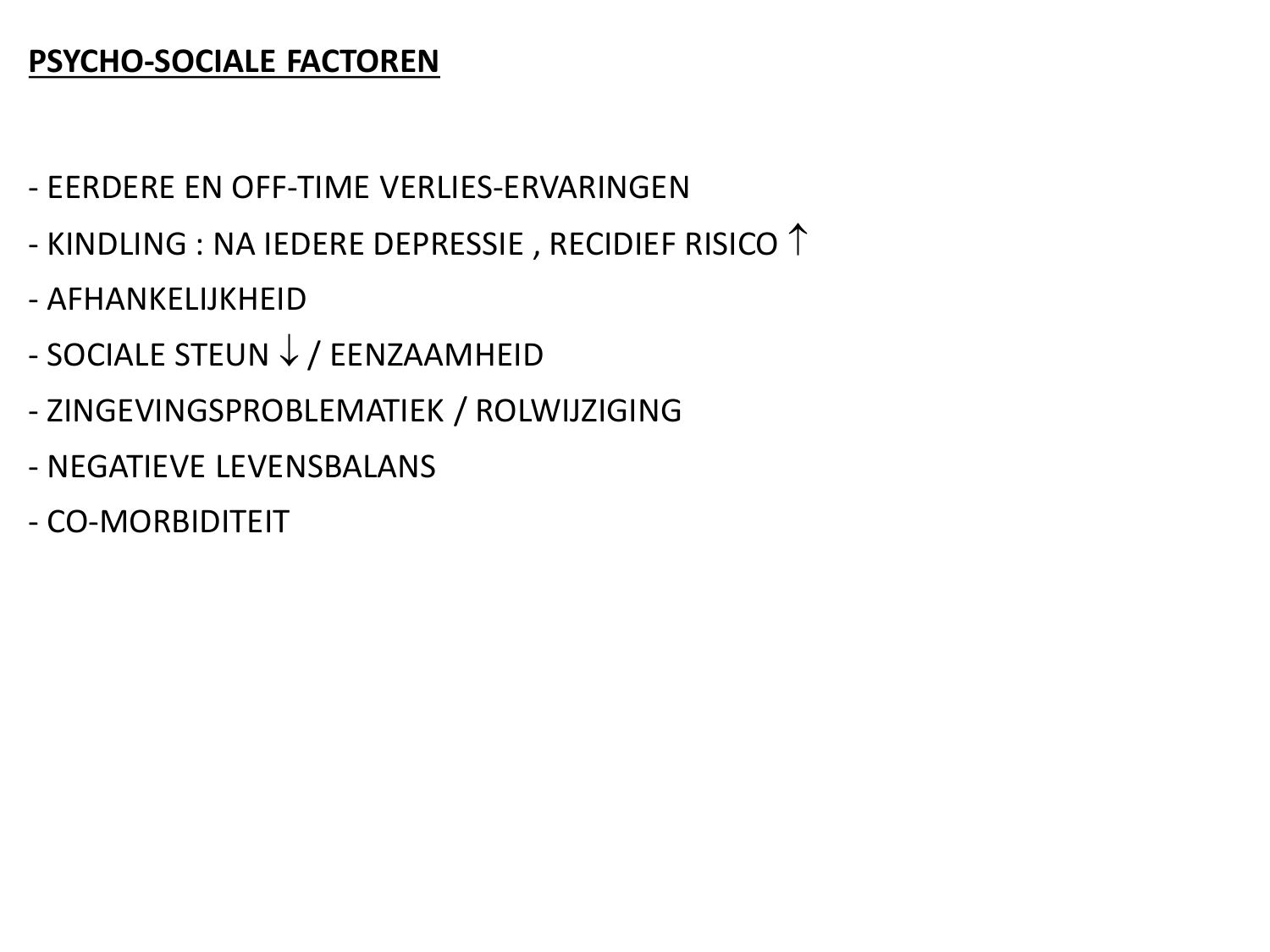**PSYCHO-SOCIALE FACTOREN**

- EERDERE EN OFF-TIME VERLIES-ERVARINGEN
- KINDLING : NA IEDERE DEPRESSIE , RECIDIEF RISICO ↑
- AFHANKELIJKHEID
- SOCIALE STEUN ↓ / EENZAAMHEID
- ZINGEVINGSPROBLEMATIEK / ROLWIJZIGING
- NEGATIEVE LEVENSBALANS
- CO-MORBIDITEIT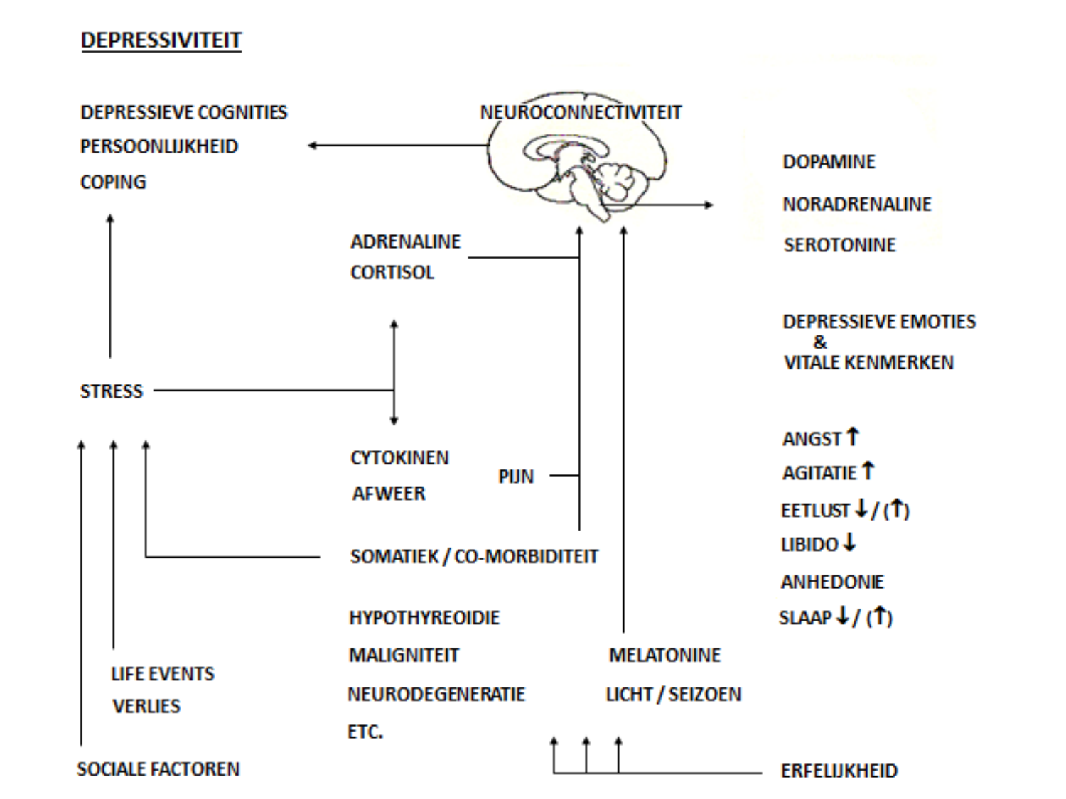## DEPRESSIVITEIT

DEPRESSIEVE COGNITIES

PERSOONLIJKHEID

COPING

NEUROCONNECTIVITEIT

DOPAMINE

NORADRENALINE

SEROTONINE

ADRENALINE

CORTISOL

DEPRESSIEVE EMOTIES
&
VITALE KENMERKEN

STRESS

ANGST ↑

AGITATIE ↑

CYTOKINEN

AFWEER

PIJN

EETLUST ↓ / (↑)

LIBIDO ↓

SOMATIEK / CO-MORBIDITEIT

ANHEDONIE

SLAAP ↓ / (↑)

HYPOTHYREOIDIE

MALIGNITEIT

NEURODEGENERATIE

ETC.

LIFE EVENTS

VERLIES

MELATONINE

LICHT / SEIZOEN

SOCIALE FACTOREN

ERFELIJKHEID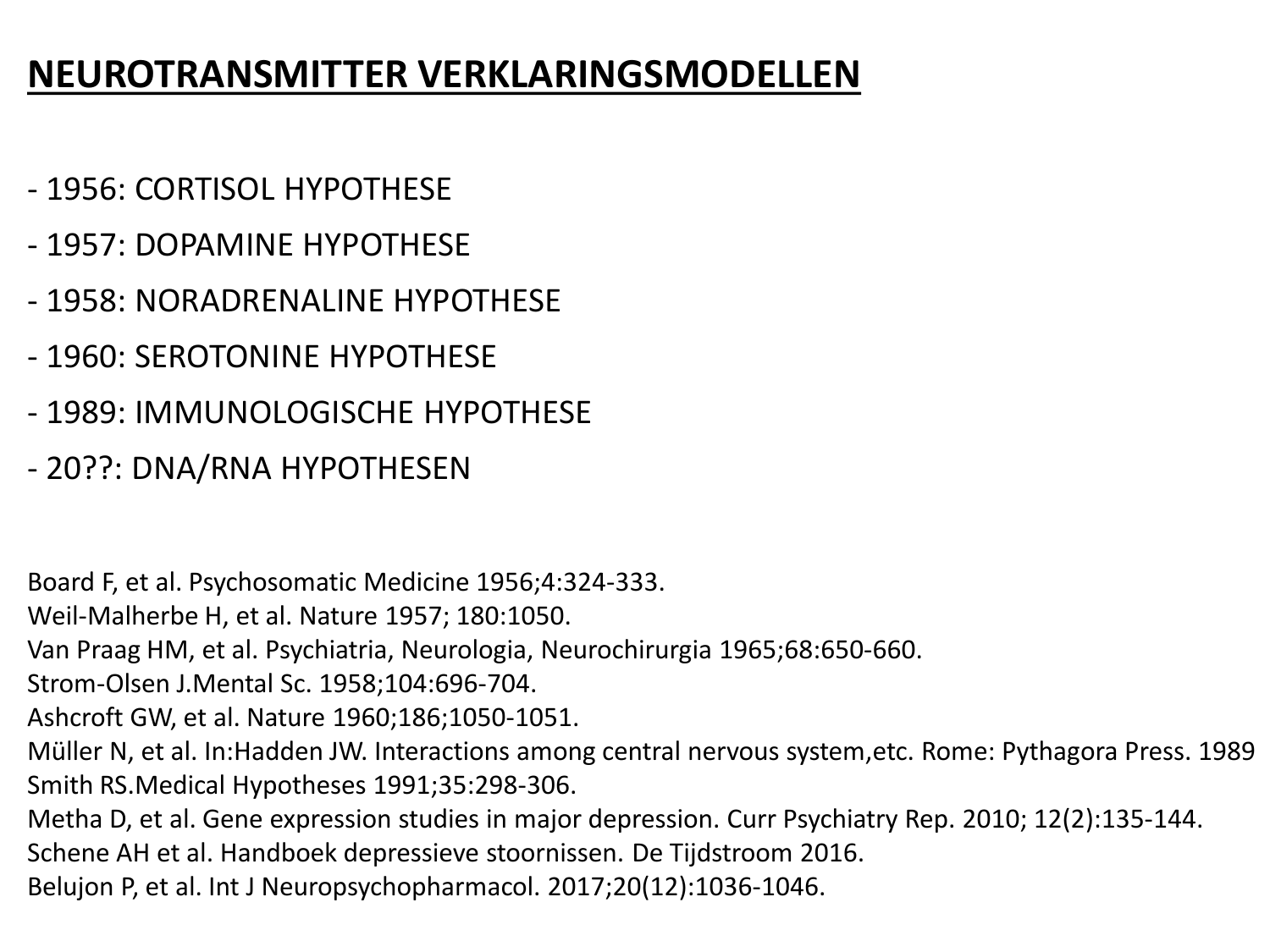# NEUROTRANSMITTER VERKLARINGSMODELLEN

- 1956: CORTISOL HYPOTHESE
- 1957: DOPAMINE HYPOTHESE
- 1958: NORADRENALINE HYPOTHESE
- 1960: SEROTONINE HYPOTHESE
- 1989: IMMUNOLOGISCHE HYPOTHESE
- 20??: DNA/RNA HYPOTHESEN

Board F, et al. Psychosomatic Medicine 1956;4:324-333.
Weil-Malherbe H, et al. Nature 1957; 180:1050.
Van Praag HM, et al. Psychiatria, Neurologia, Neurochirurgia 1965;68:650-660.
Strom-Olsen J.Mental Sc. 1958;104:696-704.
Ashcroft GW, et al. Nature 1960;186;1050-1051.
Müller N, et al. In:Hadden JW. Interactions among central nervous system,etc. Rome: Pythagora Press. 1989
Smith RS.Medical Hypotheses 1991;35:298-306.
Metha D, et al. Gene expression studies in major depression. Curr Psychiatry Rep. 2010; 12(2):135-144.
Schene AH et al. Handboek depressieve stoornissen. De Tijdstroom 2016.
Belujon P, et al. Int J Neuropsychopharmacol. 2017;20(12):1036-1046.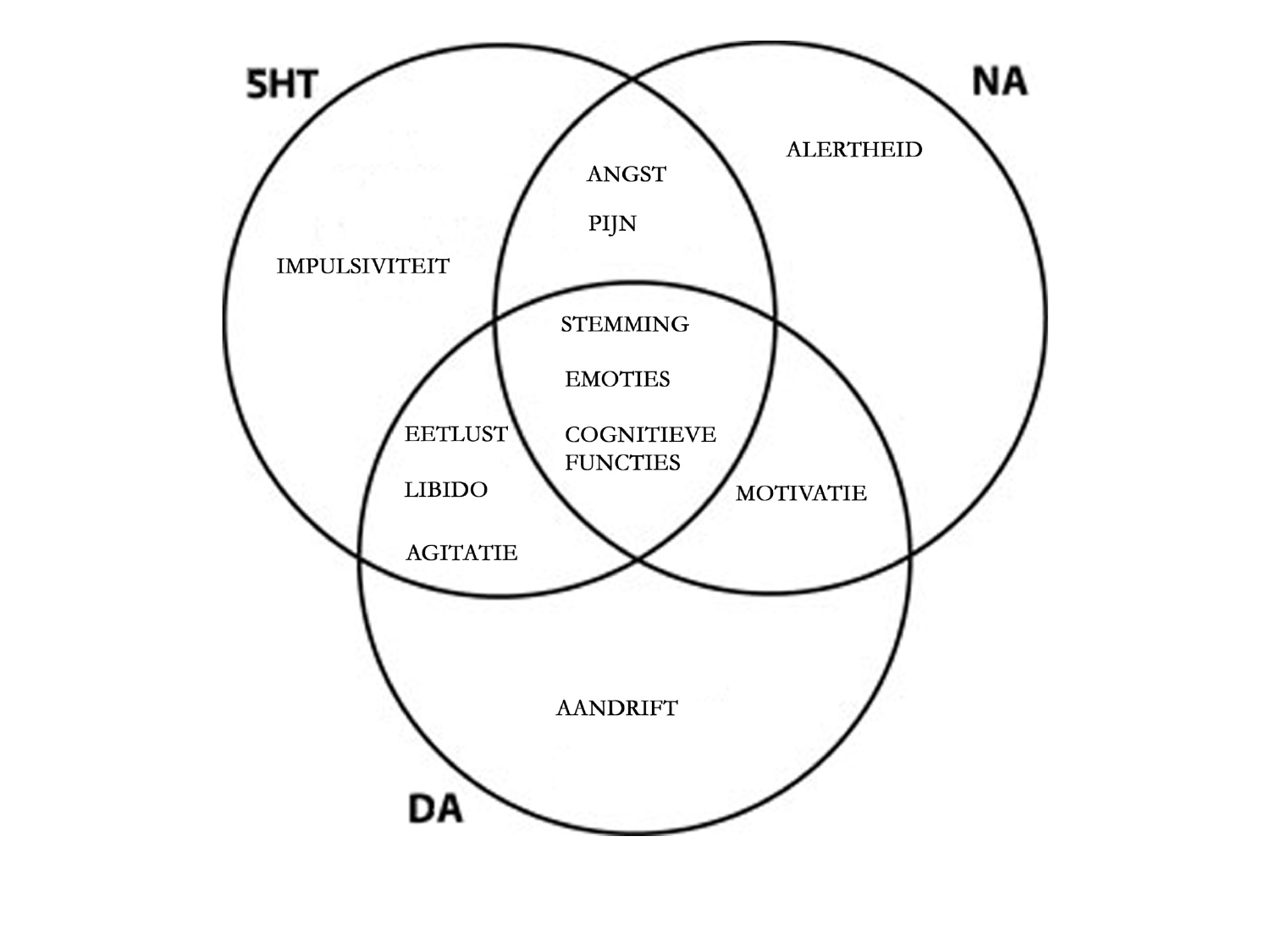5HT

NA

ALERTHEID

ANGST

PIJN

IMPULSIVITEIT

STEMMING

EMOTIES

EETLUST

COGNITIEVE FUNCTIES

LIBIDO

MOTIVATIE

AGITATIE

AANDRIFT

DA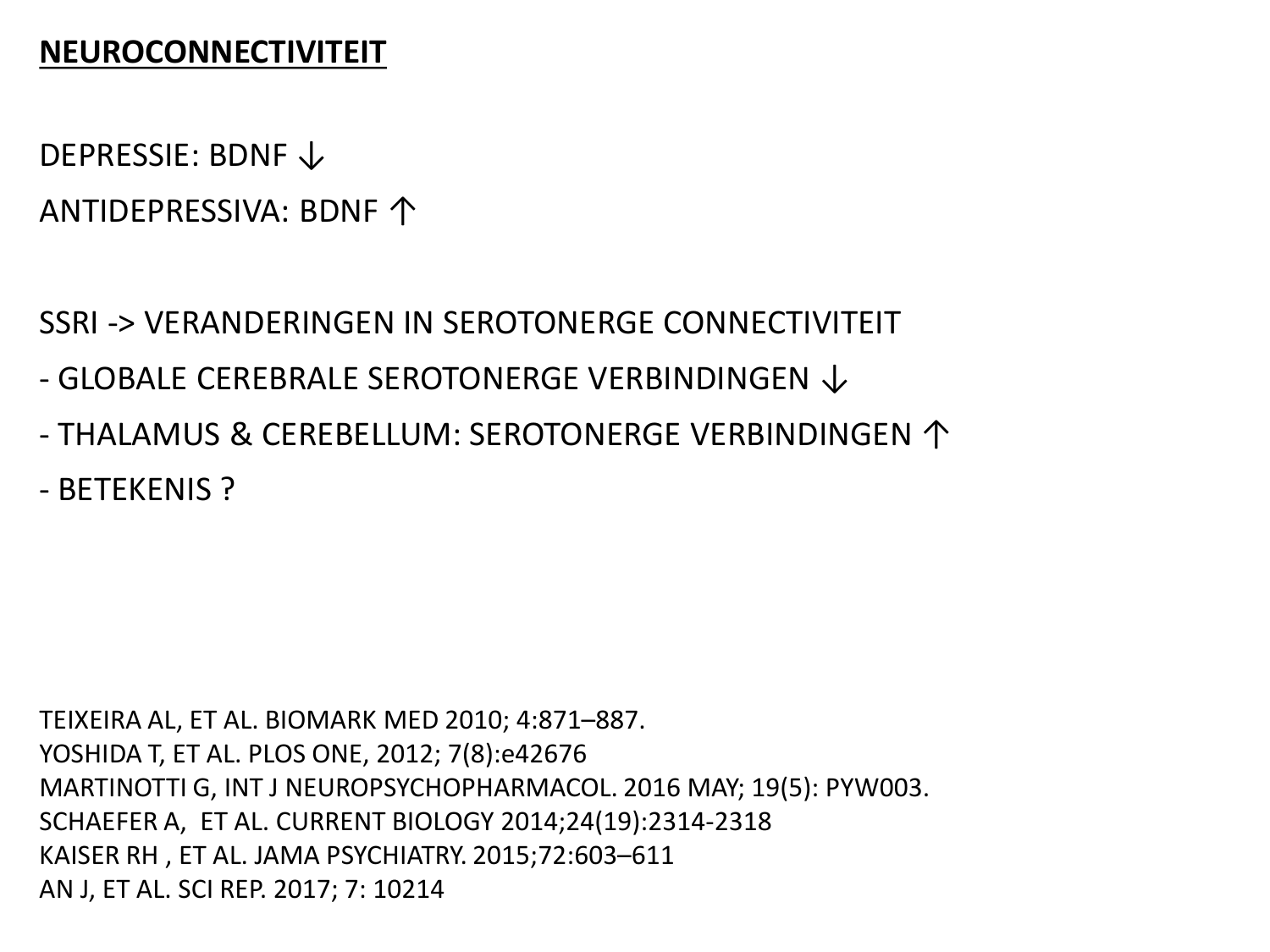**NEUROCONNECTIVITEIT**

DEPRESSIE: BDNF ↓

ANTIDEPRESSIVA: BDNF ↑

SSRI -> VERANDERINGEN IN SEROTONERGE CONNECTIVITEIT

- GLOBALE CEREBRALE SEROTONERGE VERBINDINGEN ↓
- THALAMUS & CEREBELLUM: SEROTONERGE VERBINDINGEN ↑
- BETEKENIS ?

TEIXEIRA AL, ET AL. BIOMARK MED 2010; 4:871–887.
YOSHIDA T, ET AL. PLOS ONE, 2012; 7(8):e42676
MARTINOTTI G, INT J NEUROPSYCHOPHARMACOL. 2016 MAY; 19(5): PYW003.
SCHAEFER A, ET AL. CURRENT BIOLOGY 2014;24(19):2314-2318
KAISER RH , ET AL. JAMA PSYCHIATRY. 2015;72:603–611
AN J, ET AL. SCI REP. 2017; 7: 10214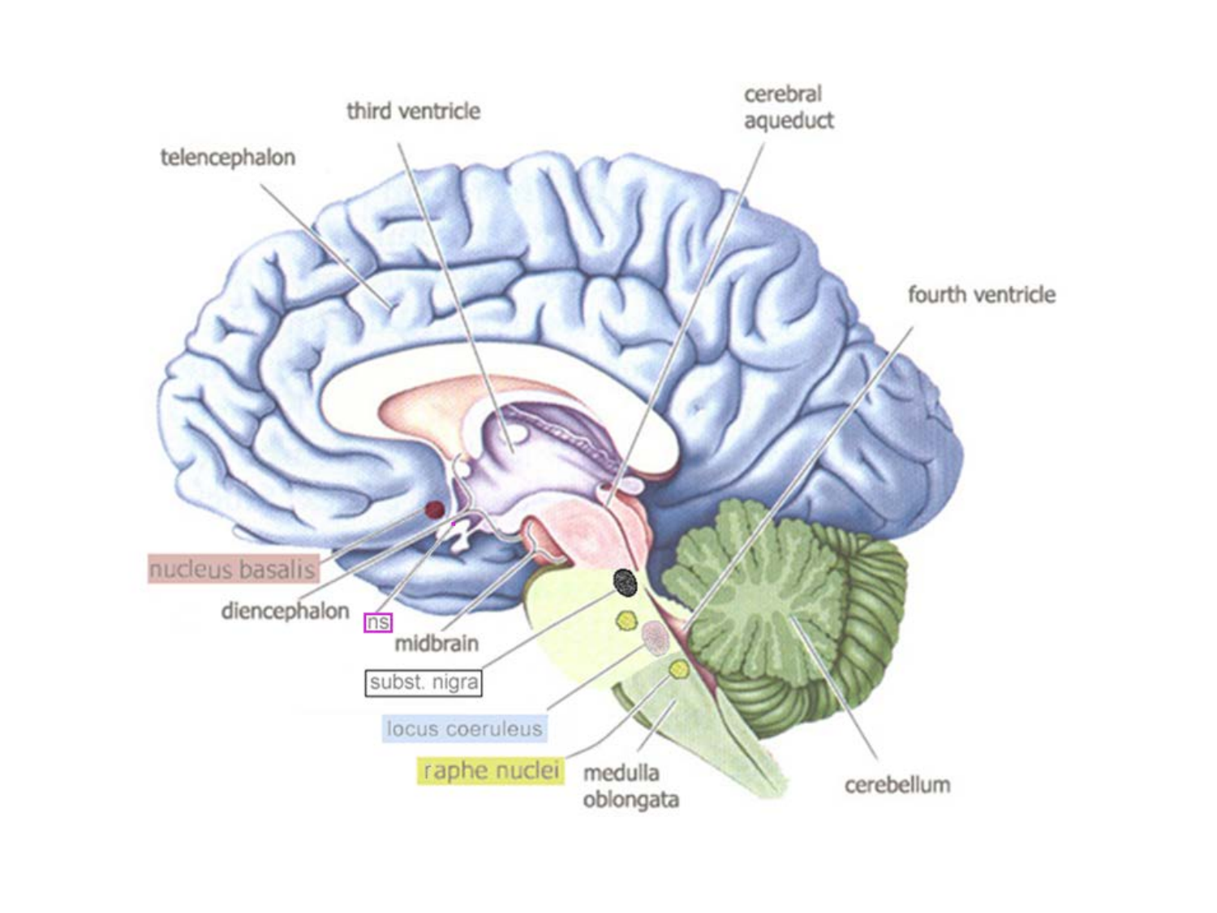third ventricle

cerebral aqueduct

telencephalon

fourth ventricle

nucleus basalis

diencephalon

ns

midbrain

subst. nigra

locus coeruleus

raphe nuclei

medulla oblongata

cerebellum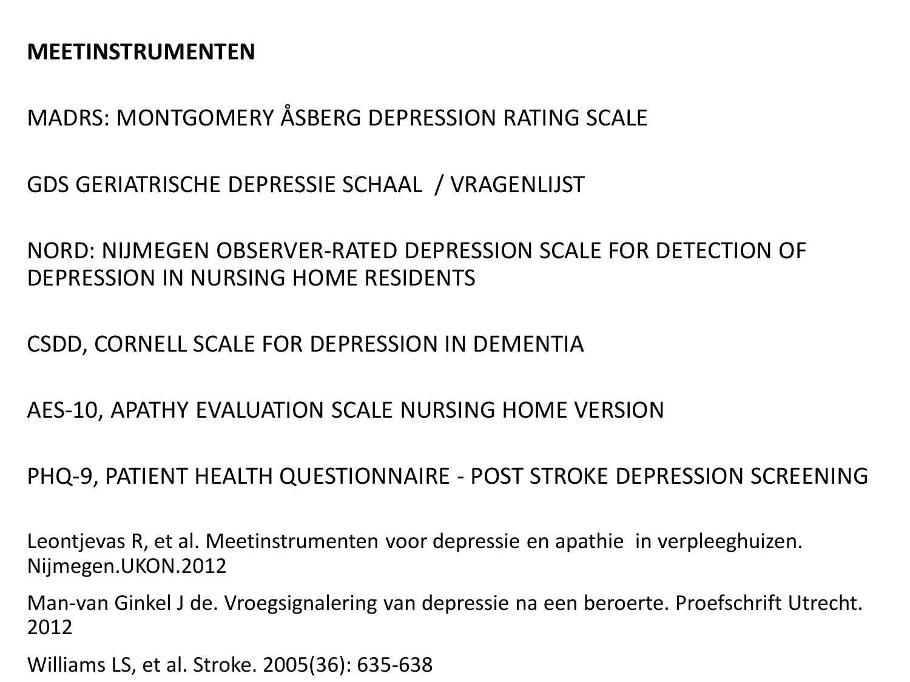**MEETINSTRUMENTEN**

MADRS: MONTGOMERY ÅSBERG DEPRESSION RATING SCALE

GDS GERIATRISCHE DEPRESSIE SCHAAL / VRAGENLIJST

NORD: NIJMEGEN OBSERVER-RATED DEPRESSION SCALE FOR DETECTION OF DEPRESSION IN NURSING HOME RESIDENTS

CSDD, CORNELL SCALE FOR DEPRESSION IN DEMENTIA

AES-10, APATHY EVALUATION SCALE NURSING HOME VERSION

PHQ-9, PATIENT HEALTH QUESTIONNAIRE - POST STROKE DEPRESSION SCREENING

Leontjevas R, et al. Meetinstrumenten voor depressie en apathie in verpleeghuizen. Nijmegen.UKON.2012

Man-van Ginkel J de. Vroegsignalering van depressie na een beroerte. Proefschrift Utrecht. 2012

Williams LS, et al. Stroke. 2005(36): 635-638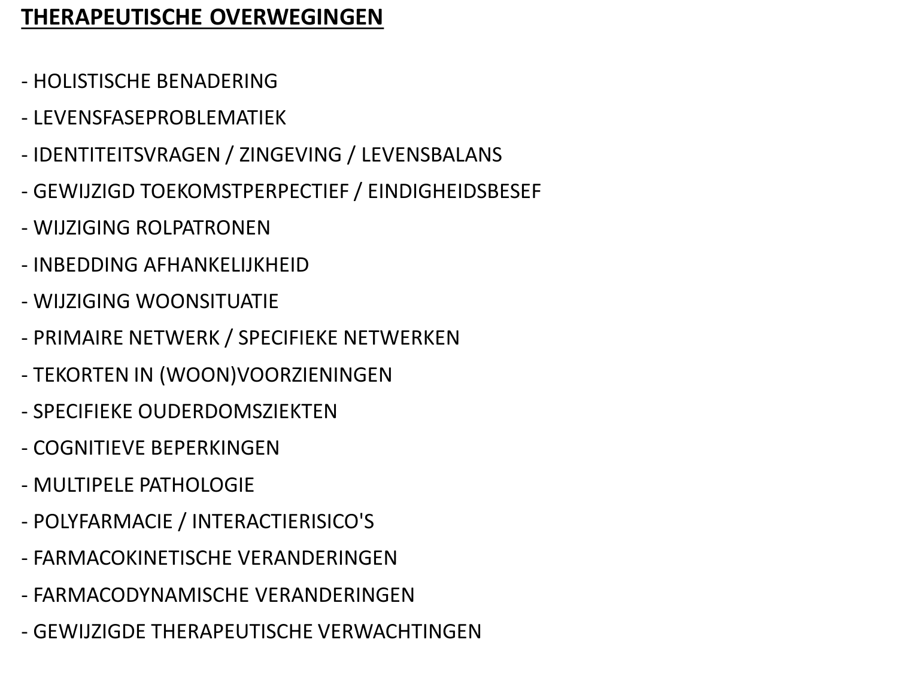# THERAPEUTISCHE OVERWEGINGEN

- HOLISTISCHE BENADERING
- LEVENSFASEPROBLEMATIEK
- IDENTITEITSVRAGEN / ZINGEVING / LEVENSBALANS
- GEWIJZIGD TOEKOMSTPERPECTIEF / EINDIGHEIDSBESEF
- WIJZIGING ROLPATRONEN
- INBEDDING AFHANKELIJKHEID
- WIJZIGING WOONSITUATIE
- PRIMAIRE NETWERK / SPECIFIEKE NETWERKEN
- TEKORTEN IN (WOON)VOORZIENINGEN
- SPECIFIEKE OUDERDOMSZIEKTEN
- COGNITIEVE BEPERKINGEN
- MULTIPELE PATHOLOGIE
- POLYFARMACIE / INTERACTIERISICO'S
- FARMACOKINETISCHE VERANDERINGEN
- FARMACODYNAMISCHE VERANDERINGEN
- GEWIJZIGDE THERAPEUTISCHE VERWACHTINGEN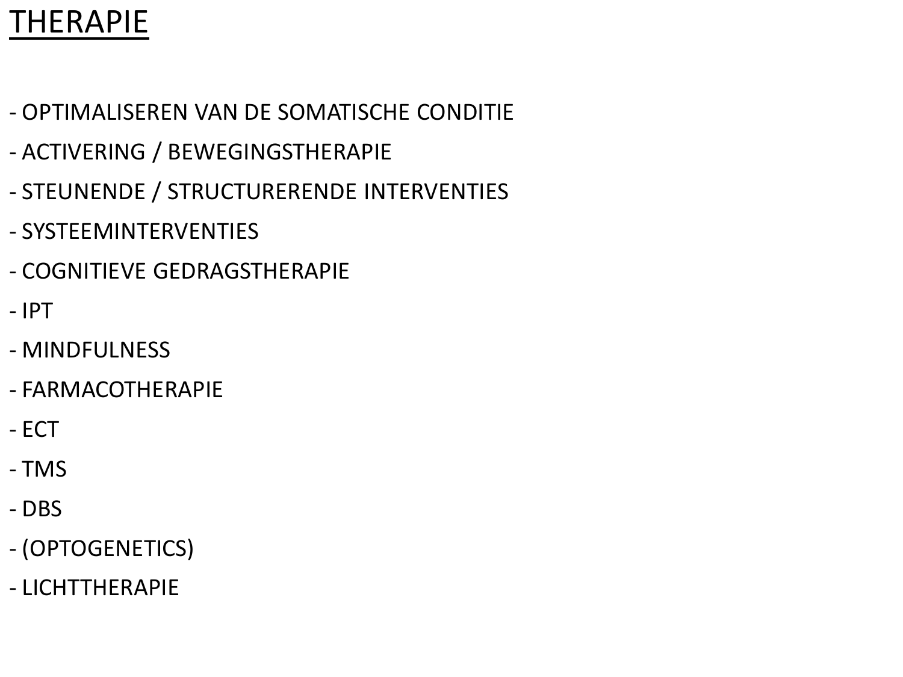# THERAPIE

- OPTIMALISEREN VAN DE SOMATISCHE CONDITIE
- ACTIVERING / BEWEGINGSTHERAPIE
- STEUNENDE / STRUCTURERENDE INTERVENTIES
- SYSTEEMINTERVENTIES
- COGNITIEVE GEDRAGSTHERAPIE
- IPT
- MINDFULNESS
- FARMACOTHERAPIE
- ECT
- TMS
- DBS
- (OPTOGENETICS)
- LICHTTHERAPIE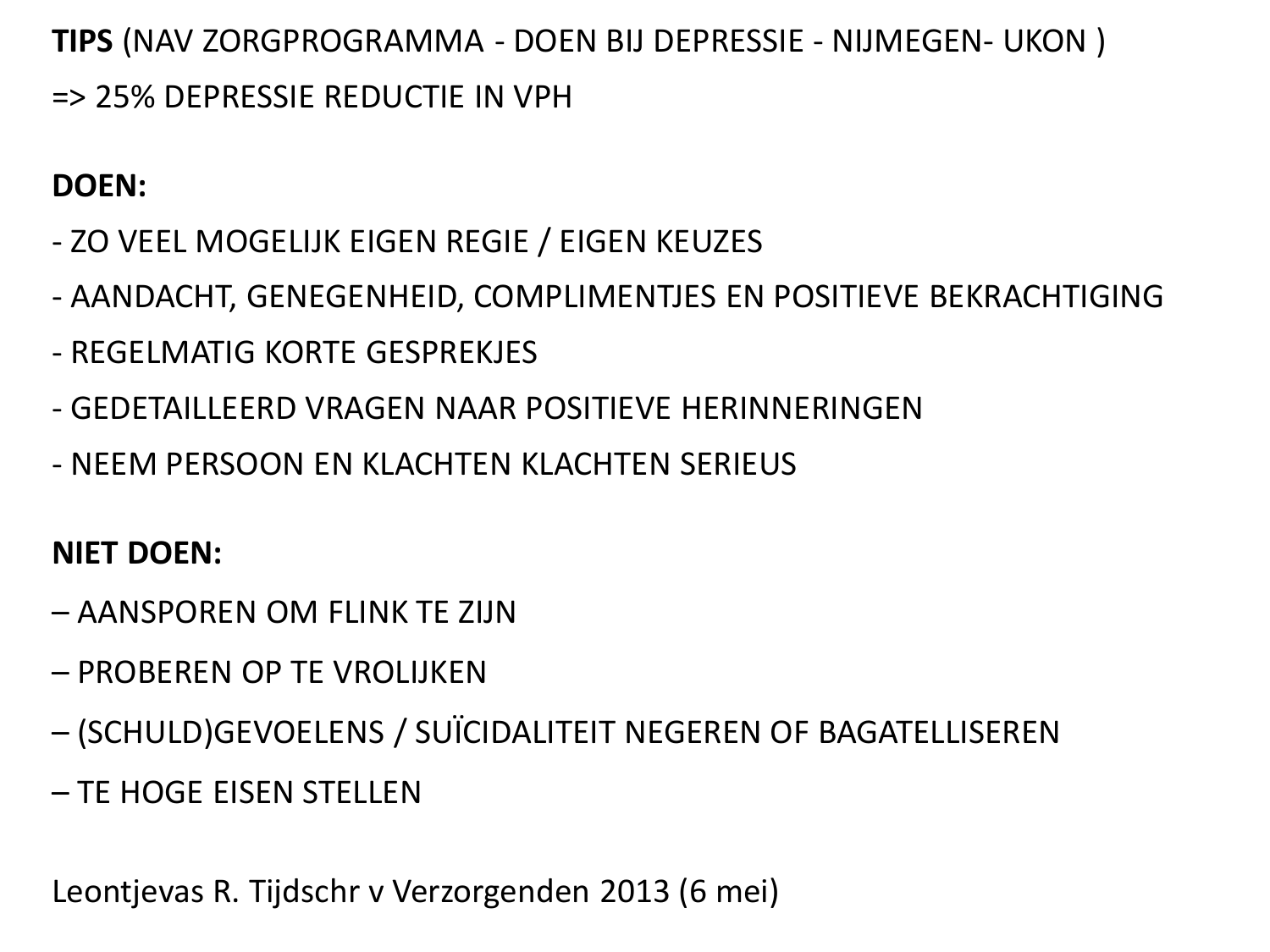**TIPS** (NAV ZORGPROGRAMMA - DOEN BIJ DEPRESSIE - NIJMEGEN- UKON )

=> 25% DEPRESSIE REDUCTIE IN VPH

**DOEN:**

- ZO VEEL MOGELIJK EIGEN REGIE / EIGEN KEUZES
- AANDACHT, GENEGENHEID, COMPLIMENTJES EN POSITIEVE BEKRACHTIGING
- REGELMATIG KORTE GESPREKJES
- GEDETAILLEERD VRAGEN NAAR POSITIEVE HERINNERINGEN
- NEEM PERSOON EN KLACHTEN KLACHTEN SERIEUS

**NIET DOEN:**

– AANSPOREN OM FLINK TE ZIJN

– PROBEREN OP TE VROLIJKEN

– (SCHULD)GEVOELENS / SUÏCIDALITEIT NEGEREN OF BAGATELLISEREN

– TE HOGE EISEN STELLEN

Leontjevas R. Tijdschr v Verzorgenden 2013 (6 mei)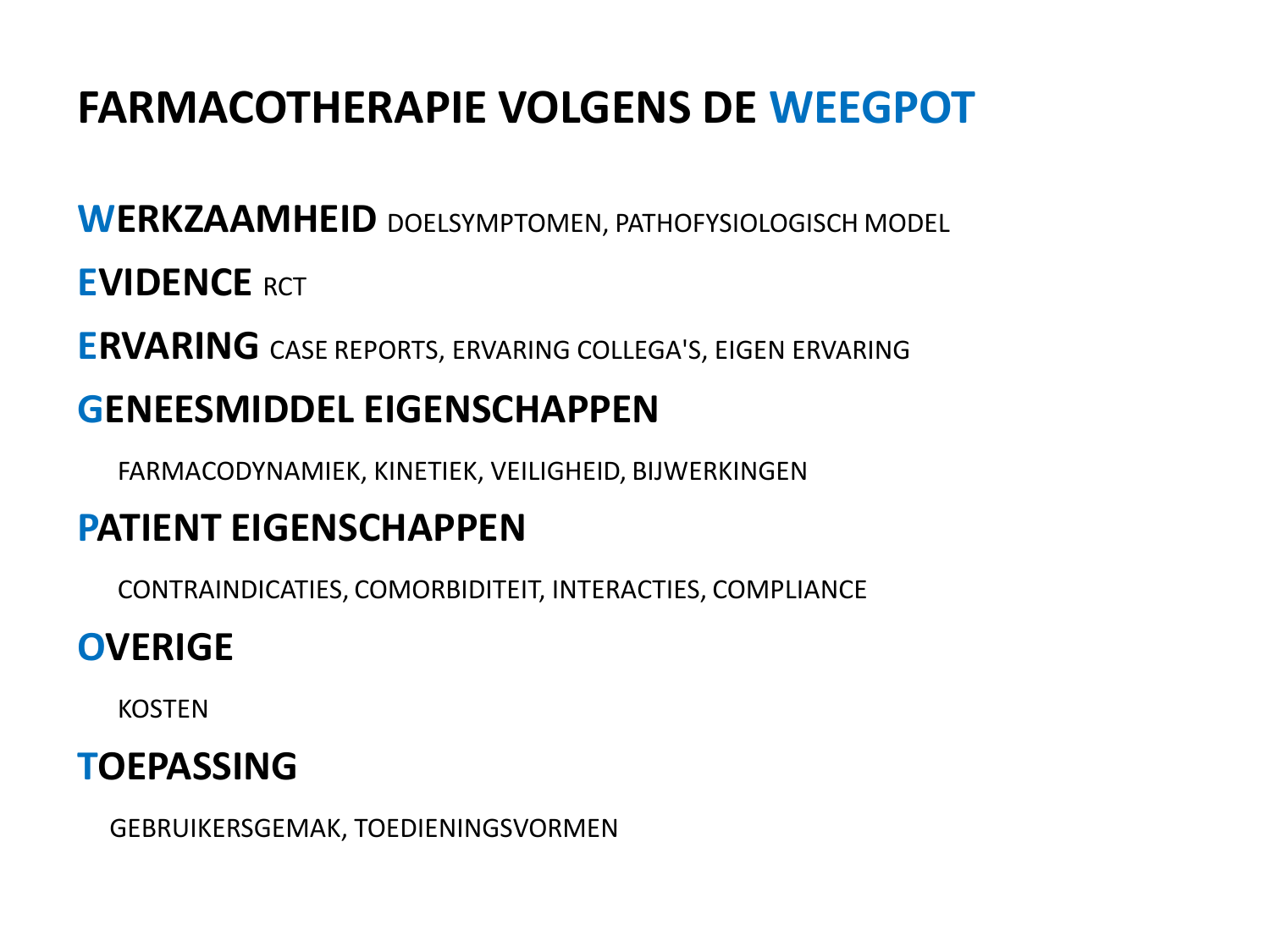# FARMACOTHERAPIE VOLGENS DE WEEGPOT

**WERKZAAMHEID** DOELSYMPTOMEN, PATHOFYSIOLOGISCH MODEL

**EVIDENCE** RCT

**ERVARING** CASE REPORTS, ERVARING COLLEGA'S, EIGEN ERVARING

**GENEESMIDDEL EIGENSCHAPPEN**

FARMACODYNAMIEK, KINETIEK, VEILIGHEID, BIJWERKINGEN

**PATIENT EIGENSCHAPPEN**

CONTRAINDICATIES, COMORBIDITEIT, INTERACTIES, COMPLIANCE

**OVERIGE**

KOSTEN

**TOEPASSING**

GEBRUIKERSGEMAK, TOEDIENINGSVORMEN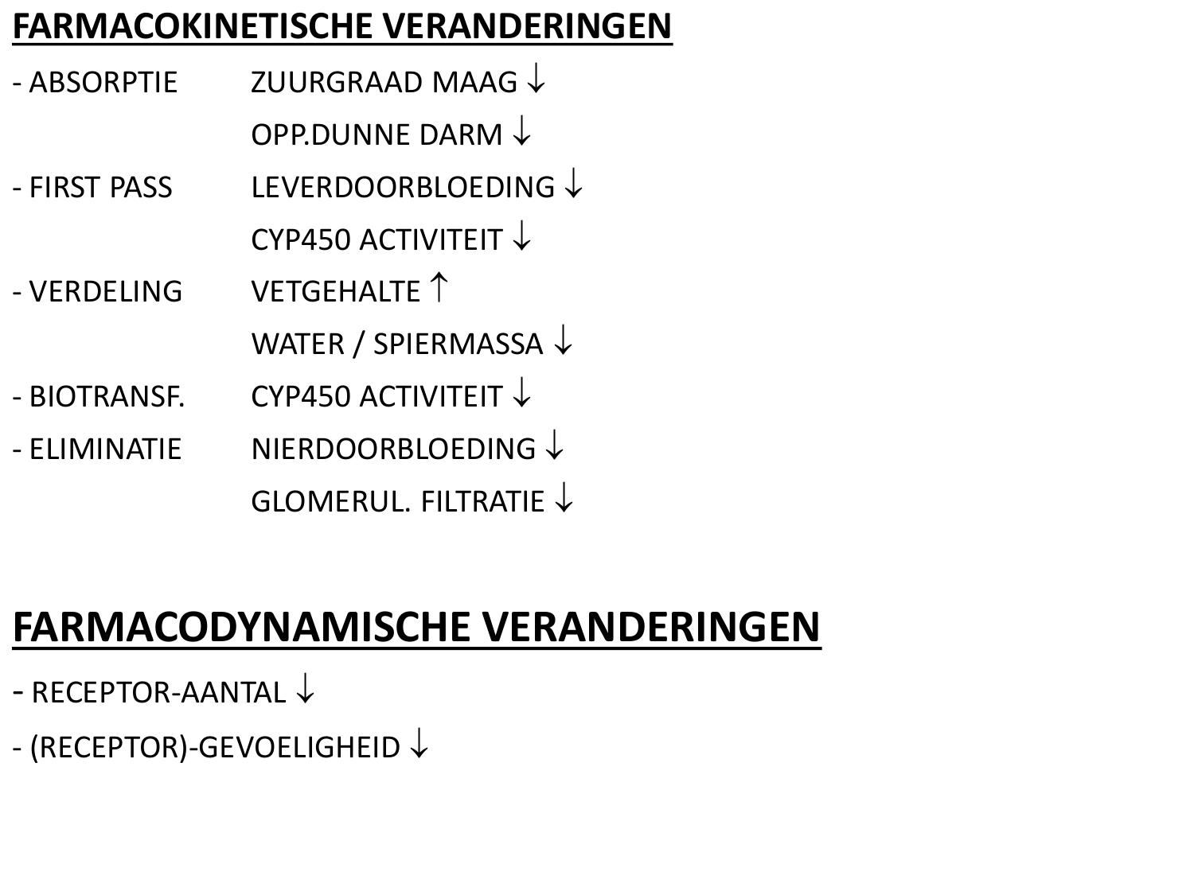## FARMACOKINETISCHE VERANDERINGEN

| | |
|---|---|
| - ABSORPTIE | ZUURGRAAD MAAG ↓ |
| | OPP.DUNNE DARM ↓ |
| - FIRST PASS | LEVERDOORBLOEDING ↓ |
| | CYP450 ACTIVITEIT ↓ |
| - VERDELING | VETGEHALTE ↑ |
| | WATER / SPIERMASSA ↓ |
| - BIOTRANSF. | CYP450 ACTIVITEIT ↓ |
| - ELIMINATIE | NIERDOORBLOEDING ↓ |
| | GLOMERUL. FILTRATIE ↓ |

## FARMACODYNAMISCHE VERANDERINGEN

- RECEPTOR-AANTAL ↓
- (RECEPTOR)-GEVOELIGHEID ↓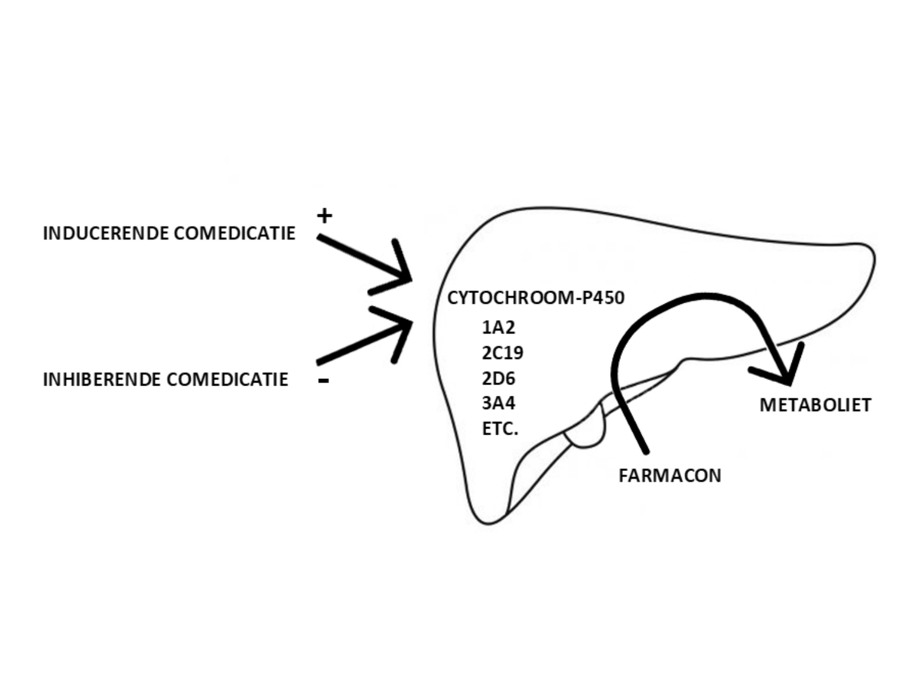INDUCERENDE COMEDICATIE +

INHIBERENDE COMEDICATIE -

CYTOCHROOM-P450

1A2
2C19
2D6
3A4
ETC.

FARMACON

METABOLIET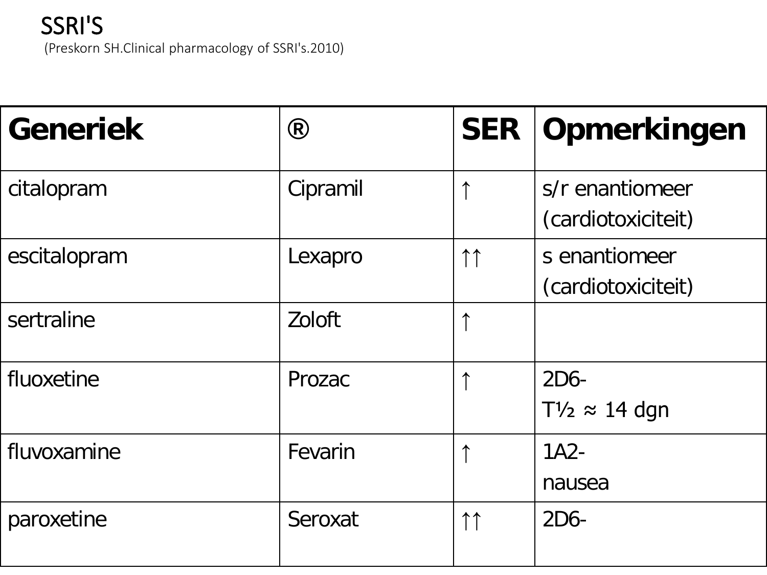# SSRI'S

(Preskorn SH.Clinical pharmacology of SSRI's.2010)

| Generiek | ® | SER | Opmerkingen |
|---|---|---|---|
| citalopram | Cipramil | ↑ | s/r enantiomeer (cardiotoxiciteit) |
| escitalopram | Lexapro | ↑↑ | s enantiomeer (cardiotoxiciteit) |
| sertraline | Zoloft | ↑ | |
| fluoxetine | Prozac | ↑ | 2D6-<br>T½ ≈ 14 dgn |
| fluvoxamine | Fevarin | ↑ | 1A2-<br>nausea |
| paroxetine | Seroxat | ↑↑ | 2D6- |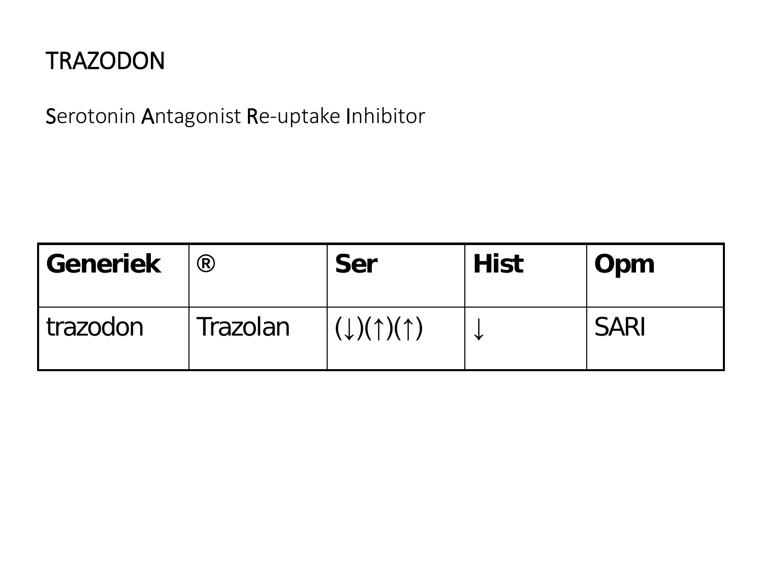# TRAZODON

**S**erotonin **A**ntagonist **R**e-uptake **I**nhibitor

| Generiek | ® | Ser | Hist | Opm |
|---|---|---|---|---|
| trazodon | Trazolan | (↓)(↑)(↑) | ↓ | SARI |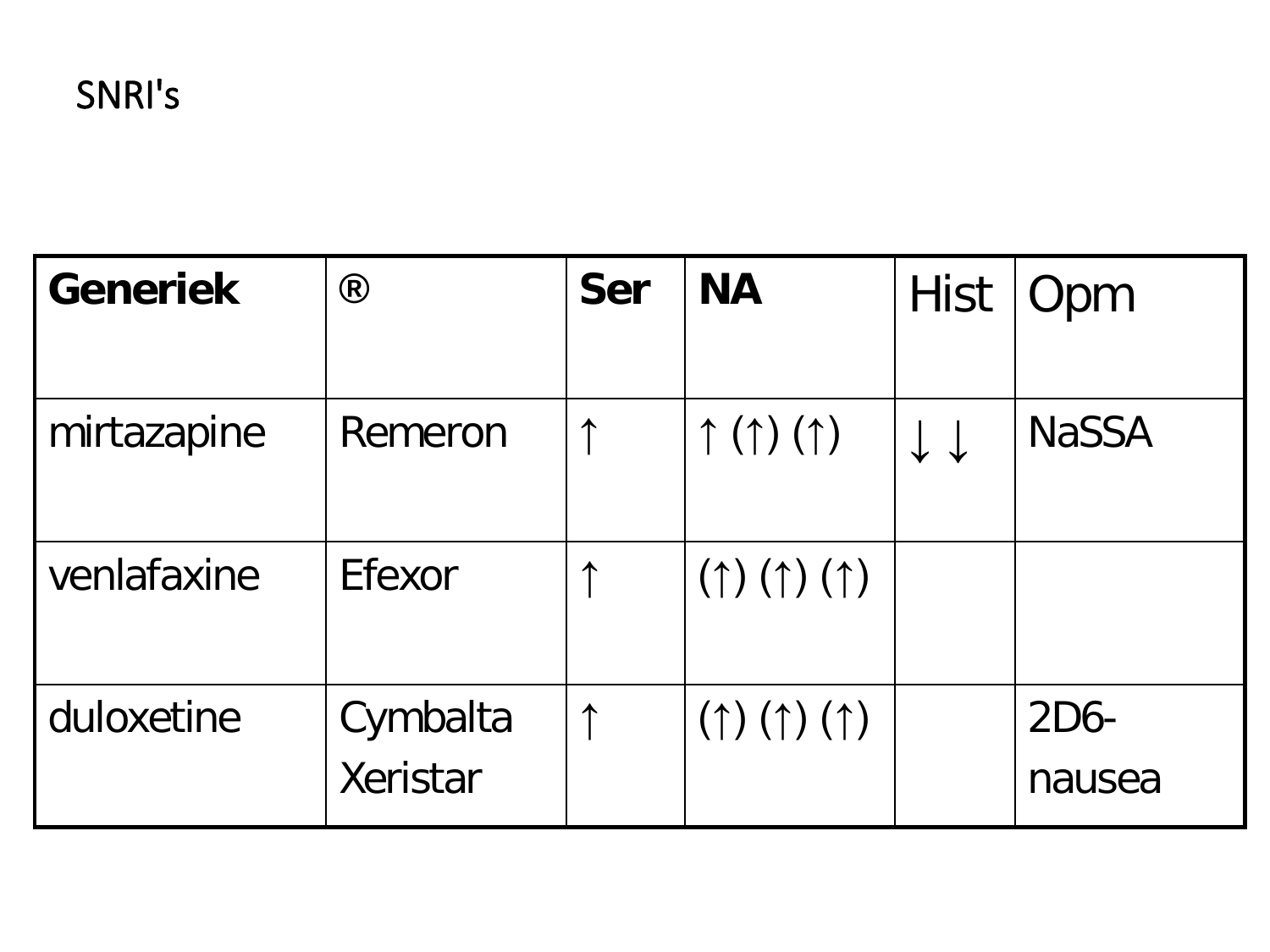# SNRI's

| **Generiek** | ® | **Ser** | **NA** | Hist | Opm |
|---|---|---|---|---|---|
| mirtazapine | Remeron | ↑ | ↑ (↑) (↑) | ↓ ↓ | NaSSA |
| venlafaxine | Efexor | ↑ | (↑) (↑) (↑) | | |
| duloxetine | Cymbalta Xeristar | ↑ | (↑) (↑) (↑) | | 2D6- nausea |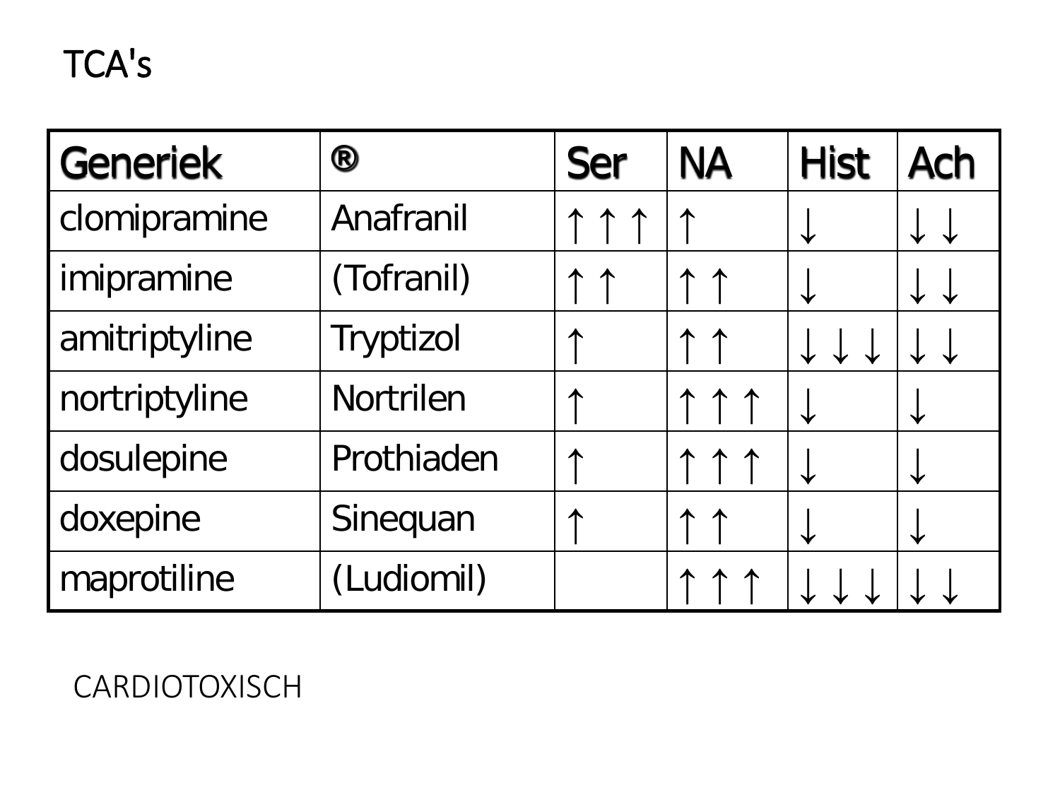# TCA's

| Generiek | ® | Ser | NA | Hist | Ach |
| --- | --- | --- | --- | --- | --- |
| clomipramine | Anafranil | ↑↑↑ | ↑ | ↓ | ↓↓ |
| imipramine | (Tofranil) | ↑↑ | ↑↑ | ↓ | ↓↓ |
| amitriptyline | Tryptizol | ↑ | ↑↑ | ↓↓↓ | ↓↓ |
| nortriptyline | Nortrilen | ↑ | ↑↑↑ | ↓ | ↓ |
| dosulepine | Prothiaden | ↑ | ↑↑↑ | ↓ | ↓ |
| doxepine | Sinequan | ↑ | ↑↑ | ↓ | ↓ |
| maprotiline | (Ludiomil) | | ↑↑↑ | ↓↓↓ | ↓↓ |

CARDIOTOXISCH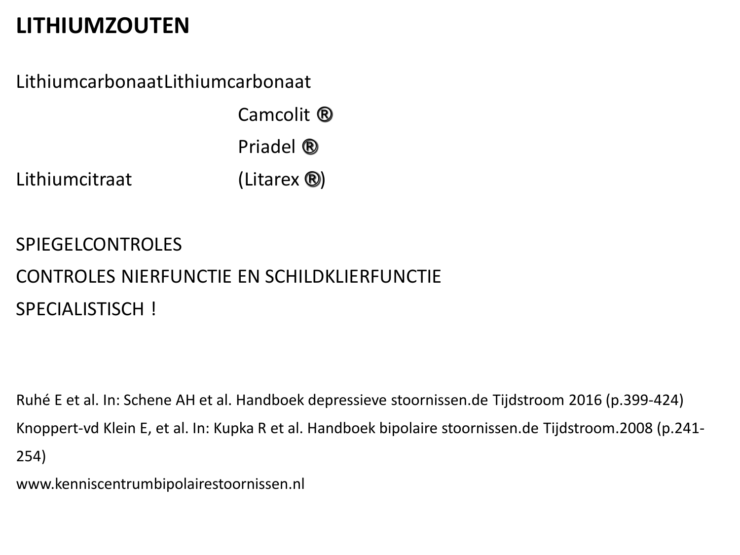# LITHIUMZOUTEN

| | |
|---|---|
| LithiumcarbonaatLithiumcarbonaat | |
| | Camcolit ® |
| | Priadel ® |
| Lithiumcitraat | (Litarex ®) |

SPIEGELCONTROLES

CONTROLES NIERFUNCTIE EN SCHILDKLIERFUNCTIE

SPECIALISTISCH !

Ruhé E et al. In: Schene AH et al. Handboek depressieve stoornissen.de Tijdstroom 2016 (p.399-424)

Knoppert-vd Klein E, et al. In: Kupka R et al. Handboek bipolaire stoornissen.de Tijdstroom.2008 (p.241-254)

www.kenniscentrumbipolairestoornissen.nl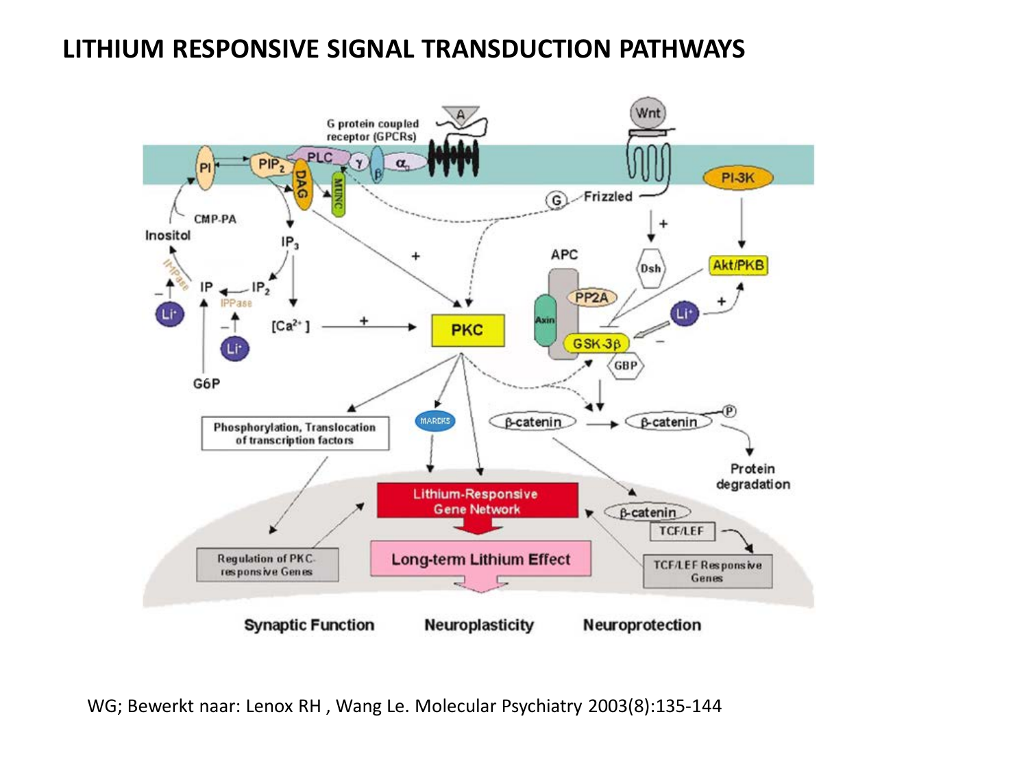# LITHIUM RESPONSIVE SIGNAL TRANSDUCTION PATHWAYS

WG; Bewerkt naar: Lenox RH , Wang Le. Molecular Psychiatry 2003(8):135-144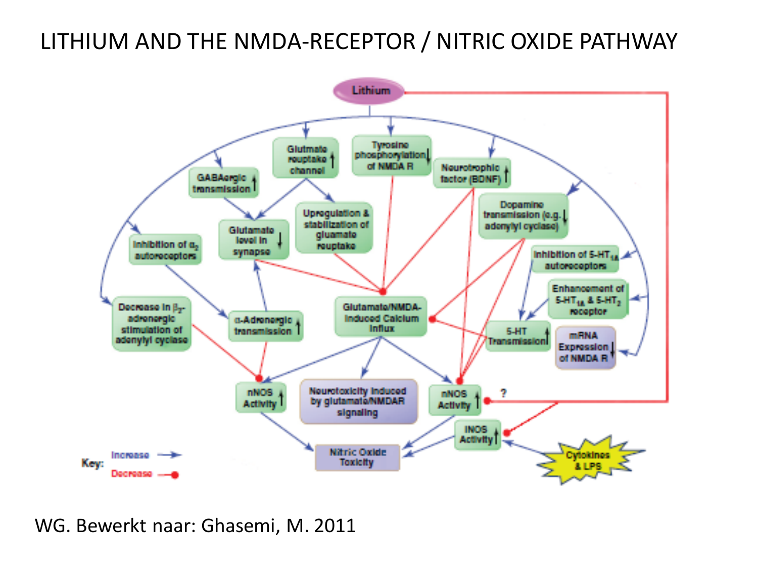# LITHIUM AND THE NMDA-RECEPTOR / NITRIC OXIDE PATHWAY

WG. Bewerkt naar: Ghasemi, M. 2011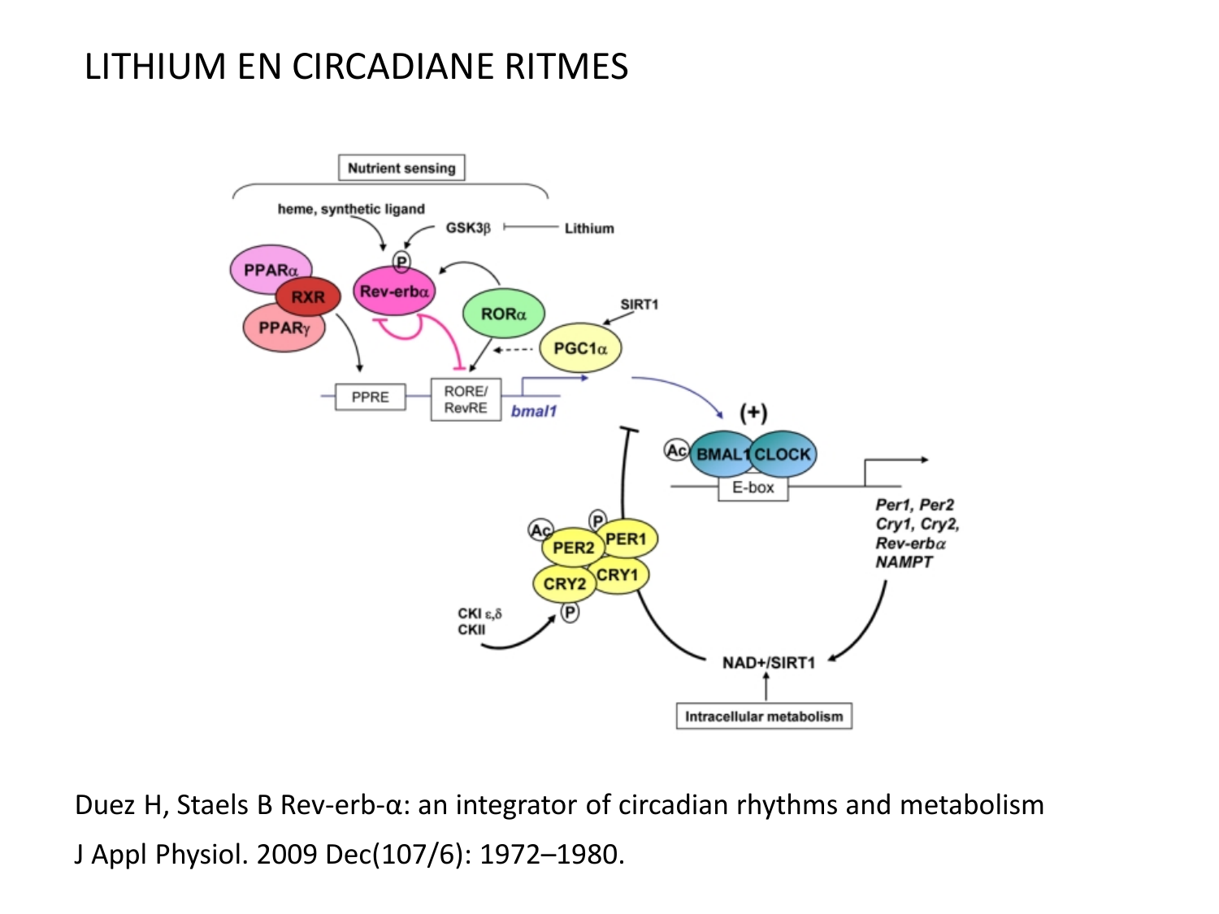# LITHIUM EN CIRCADIANE RITMES

Nutrient sensing

heme, synthetic ligand

GSK3β

Lithium

PPARα

RXR

PPARγ

Rev-erbα

RORα

SIRT1

PGC1α

PPRE

RORE/ RevRE

*bmal1*

(+)

Ac

BMAL1

CLOCK

E-box

*Per1, Per2*
*Cry1, Cry2,*
*Rev-erbα*
*NAMPT*

PER2

PER1

CRY2

CRY1

CKI ε,δ
CKII

NAD+/SIRT1

Intracellular metabolism

Duez H, Staels B Rev-erb-α: an integrator of circadian rhythms and metabolism

J Appl Physiol. 2009 Dec(107/6): 1972–1980.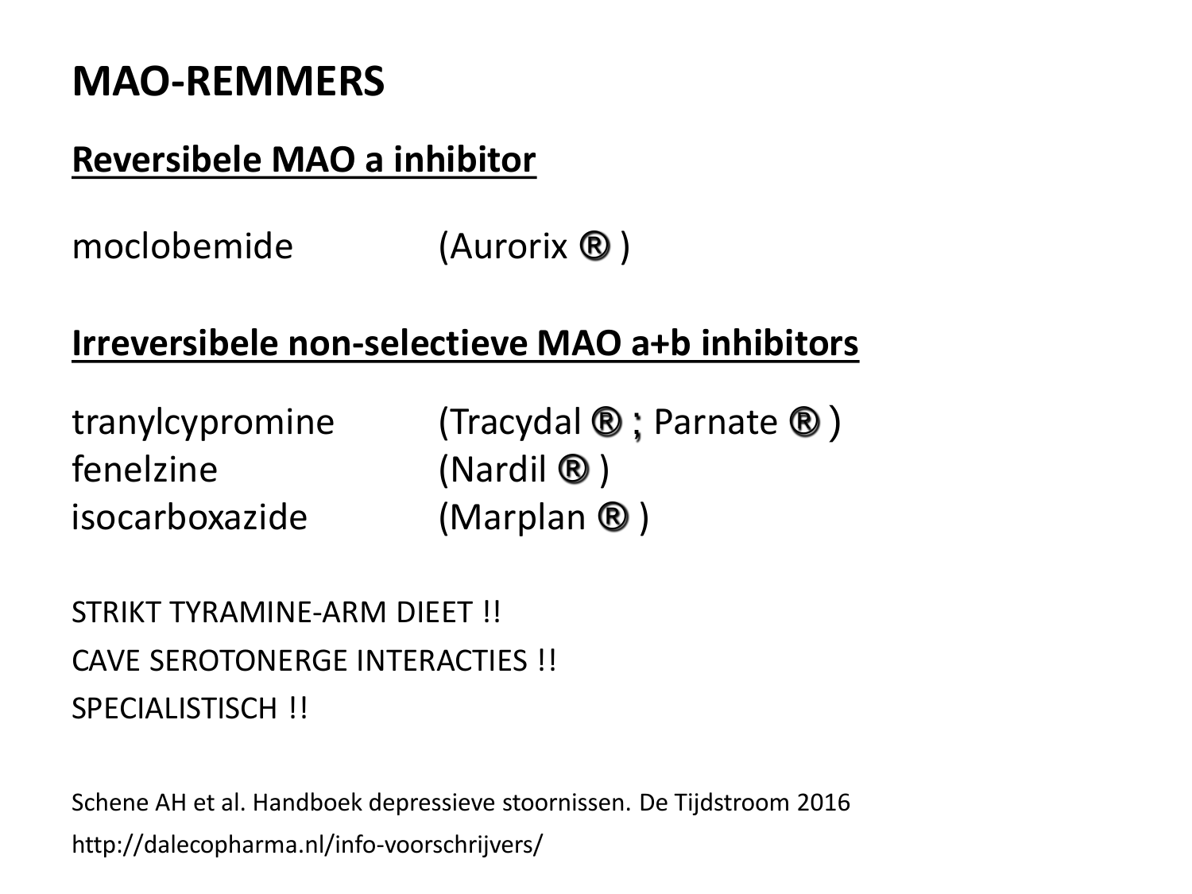# MAO-REMMERS

## Reversibele MAO a inhibitor

moclobemide (Aurorix ® )

## Irreversibele non-selectieve MAO a+b inhibitors

tranylcypromine (Tracydal ® ; Parnate ® )
fenelzine (Nardil ® )
isocarboxazide (Marplan ® )

STRIKT TYRAMINE-ARM DIEET !!

CAVE SEROTONERGE INTERACTIES !!

SPECIALISTISCH !!

Schene AH et al. Handboek depressieve stoornissen. De Tijdstroom 2016

http://dalecopharma.nl/info-voorschrijvers/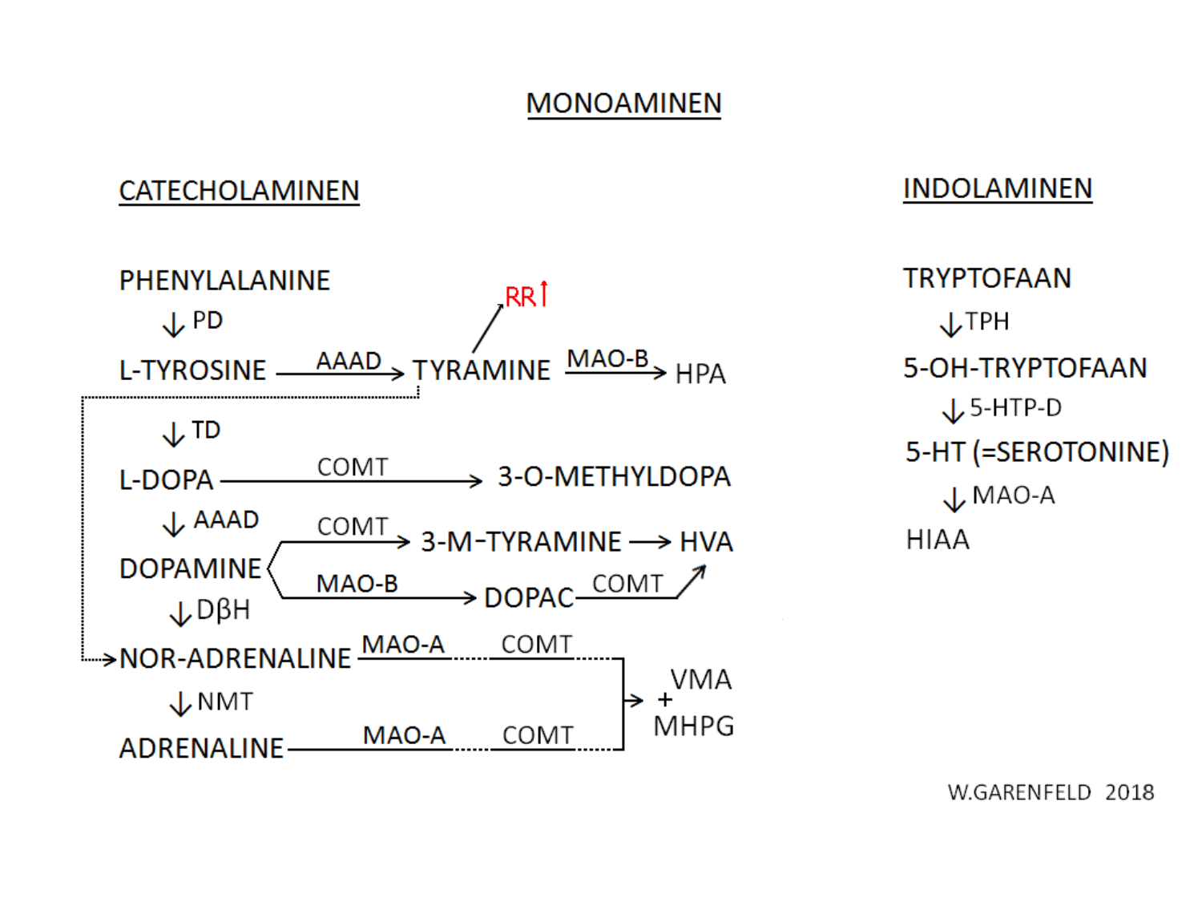# MONOAMINEN

## CATECHOLAMINEN

PHENYLALANINE
↓ PD
L-TYROSINE —AAAD→ TYRAMINE —MAO-B→ HPA
(TYRAMINE → RR↑)
(TYRAMINE ····→ NOR-ADRENALINE)
↓ TD
L-DOPA —COMT→ 3-O-METHYLDOPA
↓ AAAD
DOPAMINE —COMT→ 3-M-TYRAMINE → HVA
DOPAMINE —MAO-B→ DOPAC —COMT→ HVA
↓ DβH
NOR-ADRENALINE —MAO-A····COMT····→ VMA + MHPG
↓ NMT
ADRENALINE —MAO-A····COMT····→ VMA + MHPG

## INDOLAMINEN

TRYPTOFAAN
↓ TPH
5-OH-TRYPTOFAAN
↓ 5-HTP-D
5-HT (=SEROTONINE)
↓ MAO-A
HIAA

W.GARENFELD 2018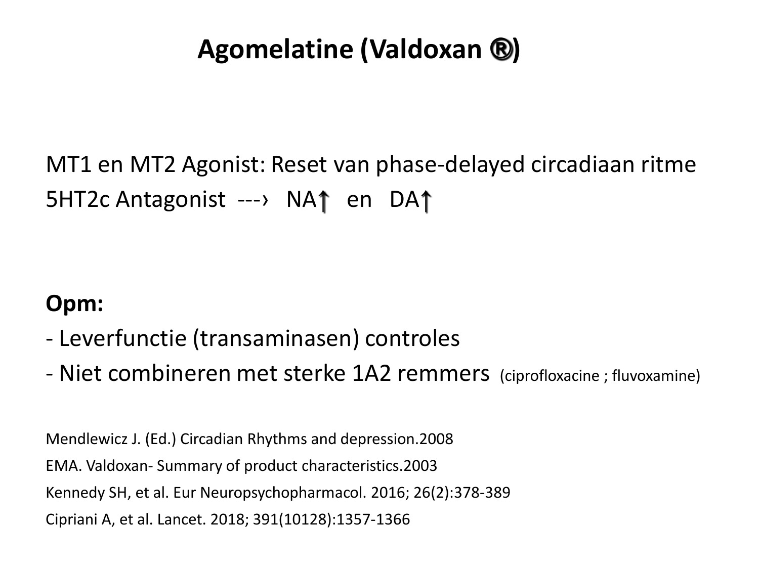# Agomelatine (Valdoxan ®)

MT1 en MT2 Agonist: Reset van phase-delayed circadiaan ritme

5HT2c Antagonist ---› NA↑ en DA↑

**Opm:**

- Leverfunctie (transaminasen) controles
- Niet combineren met sterke 1A2 remmers (ciprofloxacine ; fluvoxamine)

Mendlewicz J. (Ed.) Circadian Rhythms and depression.2008

EMA. Valdoxan- Summary of product characteristics.2003

Kennedy SH, et al. Eur Neuropsychopharmacol. 2016; 26(2):378-389

Cipriani A, et al. Lancet. 2018; 391(10128):1357-1366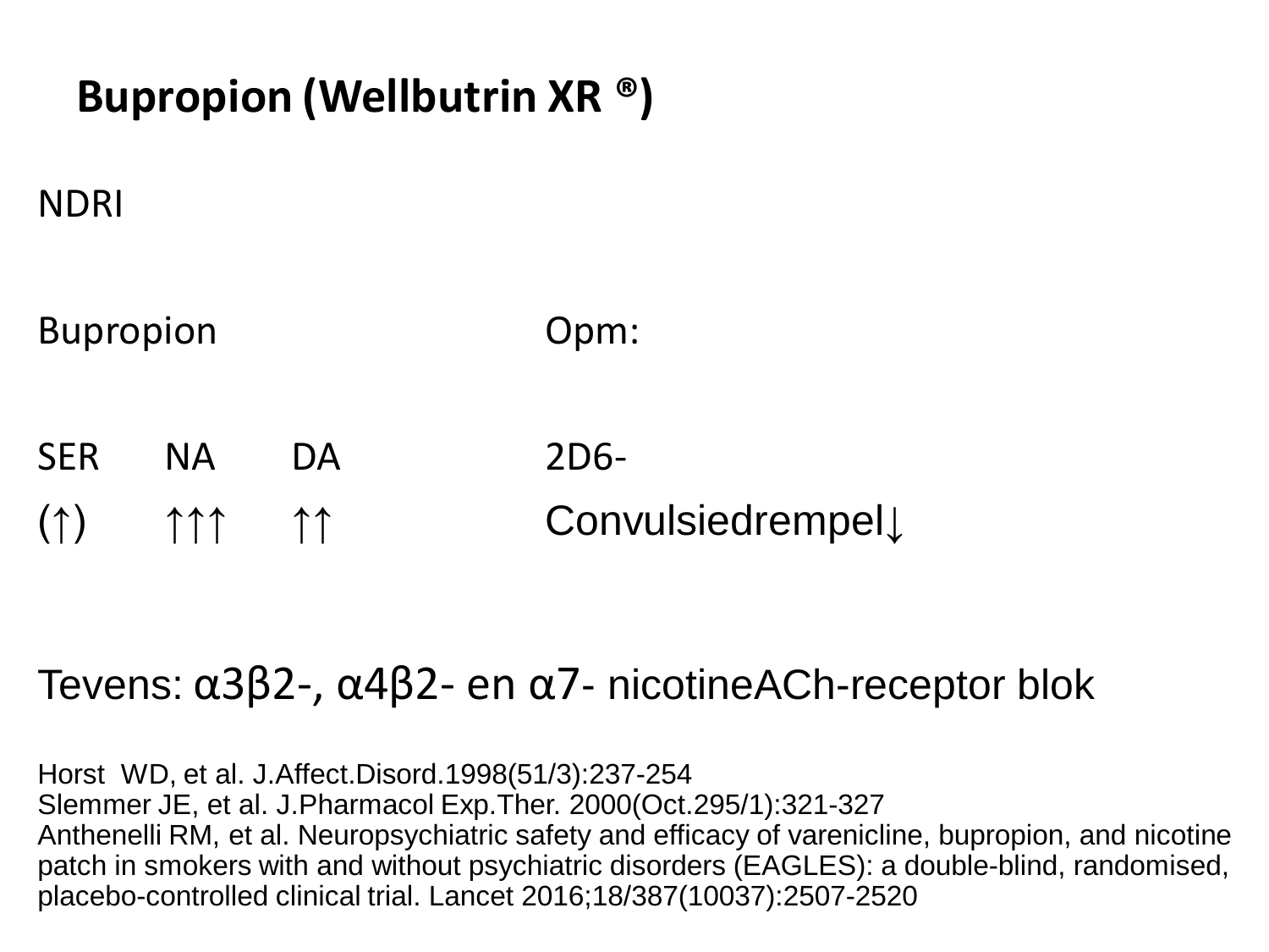# Bupropion (Wellbutrin XR ®)

NDRI

| Bupropion | | | Opm: |
|---|---|---|---|
| SER | NA | DA | 2D6- |
| (↑) | ↑↑↑ | ↑↑ | Convulsiedrempel↓ |

Tevens: α3β2-, α4β2- en α7- nicotineACh-receptor blok

Horst WD, et al. J.Affect.Disord.1998(51/3):237-254
Slemmer JE, et al. J.Pharmacol Exp.Ther. 2000(Oct.295/1):321-327
Anthenelli RM, et al. Neuropsychiatric safety and efficacy of varenicline, bupropion, and nicotine patch in smokers with and without psychiatric disorders (EAGLES): a double-blind, randomised, placebo-controlled clinical trial. Lancet 2016;18/387(10037):2507-2520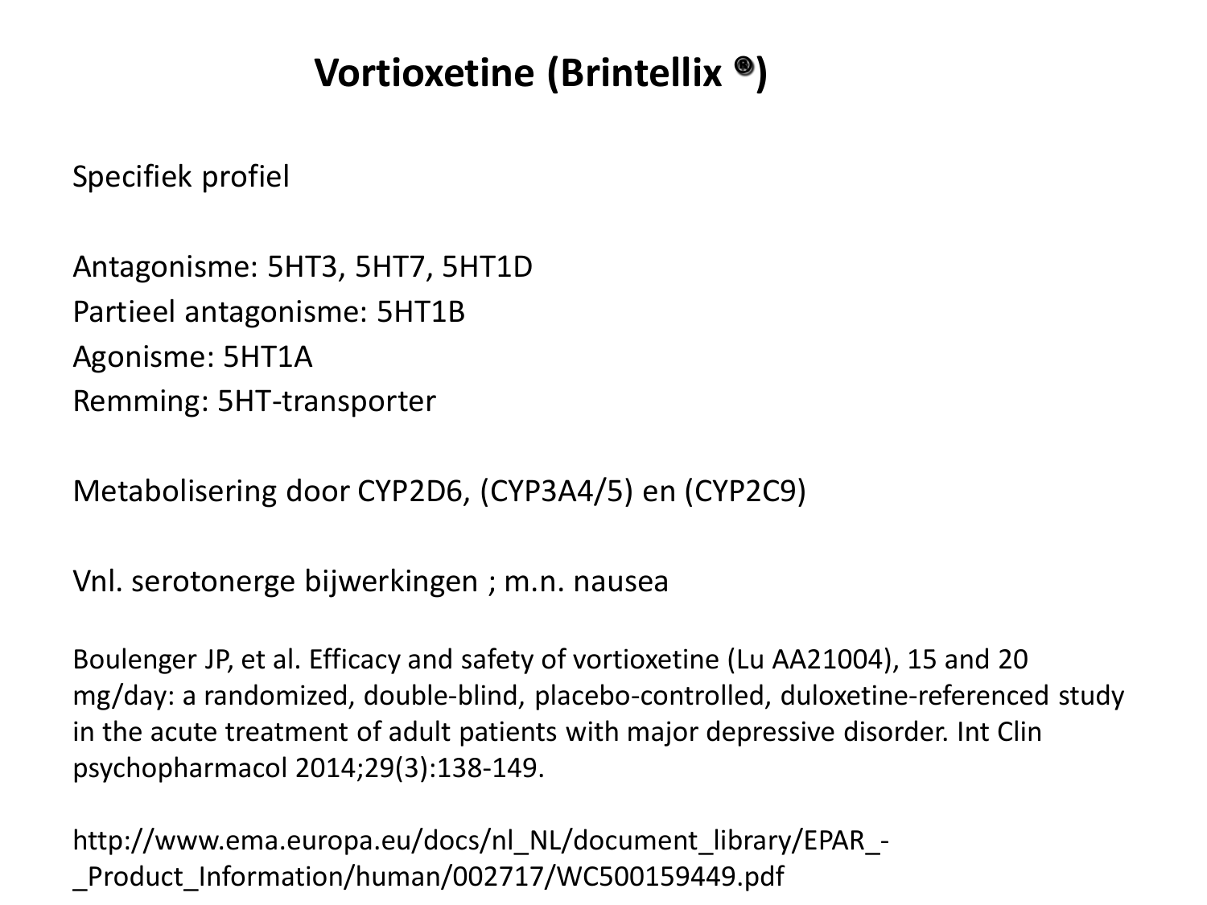# Vortioxetine (Brintellix ®)

Specifiek profiel

Antagonisme: 5HT3, 5HT7, 5HT1D
Partieel antagonisme: 5HT1B
Agonisme: 5HT1A
Remming: 5HT-transporter

Metabolisering door CYP2D6, (CYP3A4/5) en (CYP2C9)

Vnl. serotonerge bijwerkingen ; m.n. nausea

Boulenger JP, et al. Efficacy and safety of vortioxetine (Lu AA21004), 15 and 20 mg/day: a randomized, double-blind, placebo-controlled, duloxetine-referenced study in the acute treatment of adult patients with major depressive disorder. Int Clin psychopharmacol 2014;29(3):138-149.

http://www.ema.europa.eu/docs/nl_NL/document_library/EPAR_-_Product_Information/human/002717/WC500159449.pdf